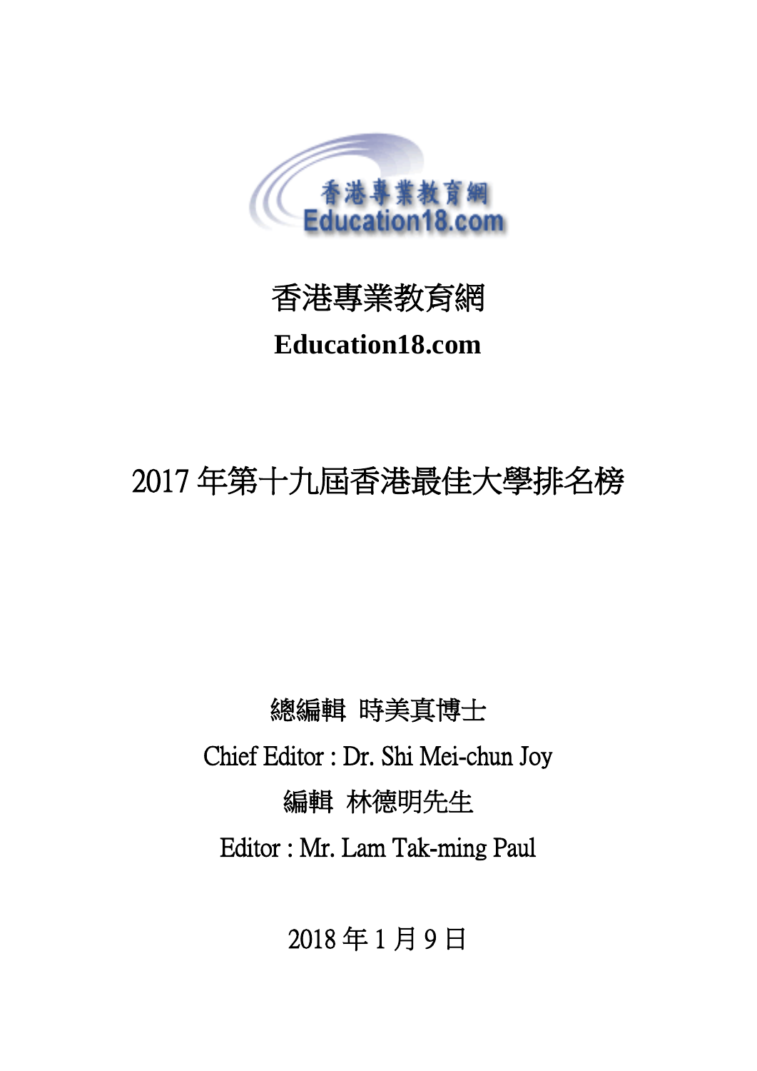香港專業教育網

**Education18.com**

# 2017 年第十九屆香港最佳大學排名榜

總編輯 時美真博士

Chief Editor : Dr. Shi Mei-chun Joy

編輯 林德明先生

Editor : Mr. Lam Tak-ming Paul

2018 年 1 月 9 日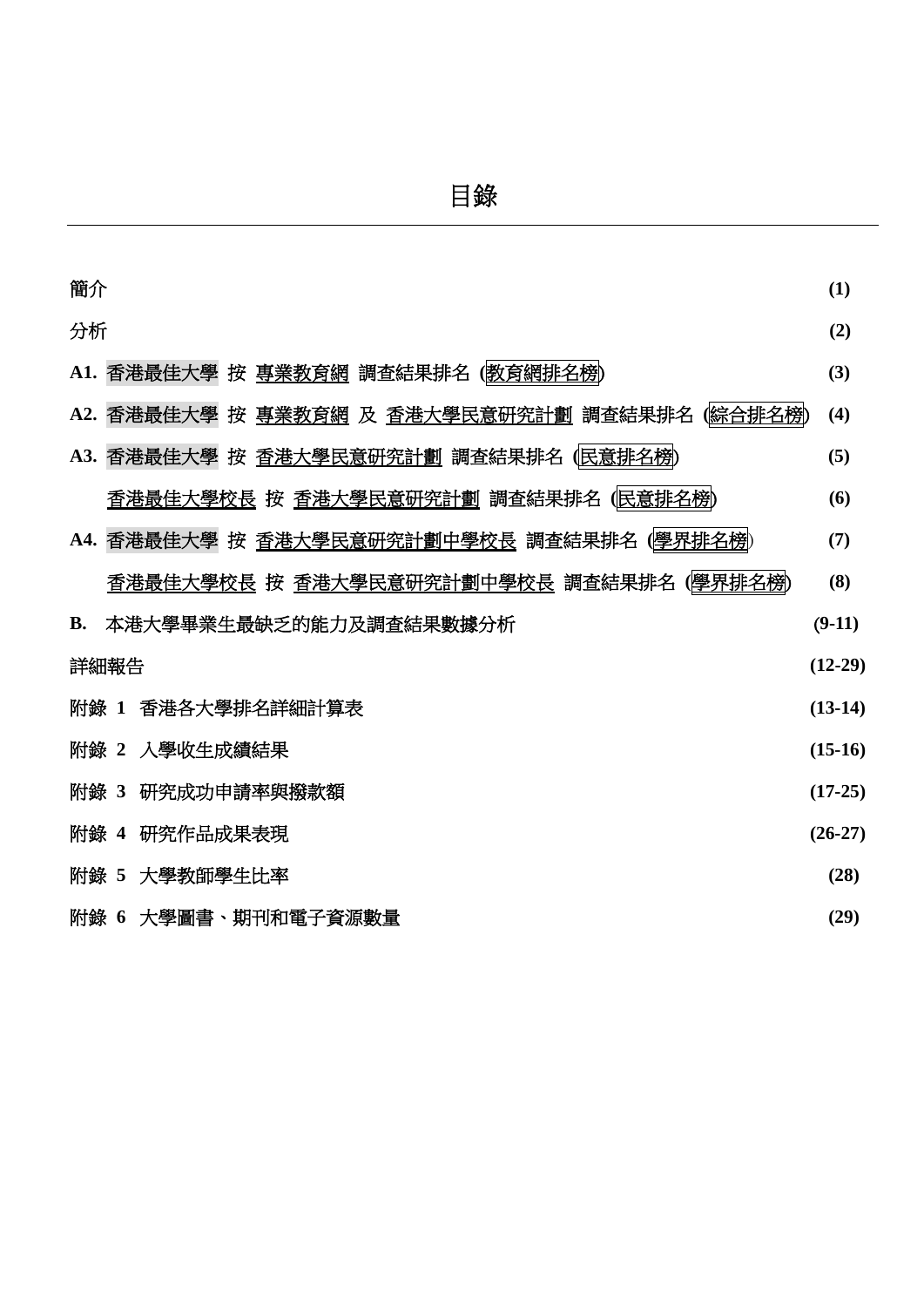# 目錄

| | |
|---|---|
| 簡介 | **(1)** |
| 分析 | **(2)** |
| **A1.** 香港最佳大學 按 專業教育網 調查結果排名 **(**教育網排名榜**)** | **(3)** |
| **A2.** 香港最佳大學 按 專業教育網 及 香港大學民意研究計劃 調查結果排名 **(**綜合排名榜**)** | **(4)** |
| **A3.** 香港最佳大學 按 香港大學民意研究計劃 調查結果排名 **(**民意排名榜**)** | **(5)** |
| 香港最佳大學校長 按 香港大學民意研究計劃 調查結果排名 **(**民意排名榜**)** | **(6)** |
| **A4.** 香港最佳大學 按 香港大學民意研究計劃中學校長 調查結果排名 **(**學界排名榜**)** | **(7)** |
| 香港最佳大學校長 按 香港大學民意研究計劃中學校長 調查結果排名 **(**學界排名榜**)** | **(8)** |
| **B.** 本港大學畢業生最缺乏的能力及調查結果數據分析 | **(9-11)** |
| 詳細報告 | **(12-29)** |
| 附錄 **1** 香港各大學排名詳細計算表 | **(13-14)** |
| 附錄 **2** 入學收生成績結果 | **(15-16)** |
| 附錄 **3** 研究成功申請率與撥款額 | **(17-25)** |
| 附錄 **4** 研究作品成果表現 | **(26-27)** |
| 附錄 **5** 大學教師學生比率 | **(28)** |
| 附錄 **6** 大學圖書、期刊和電子資源數量 | **(29)** |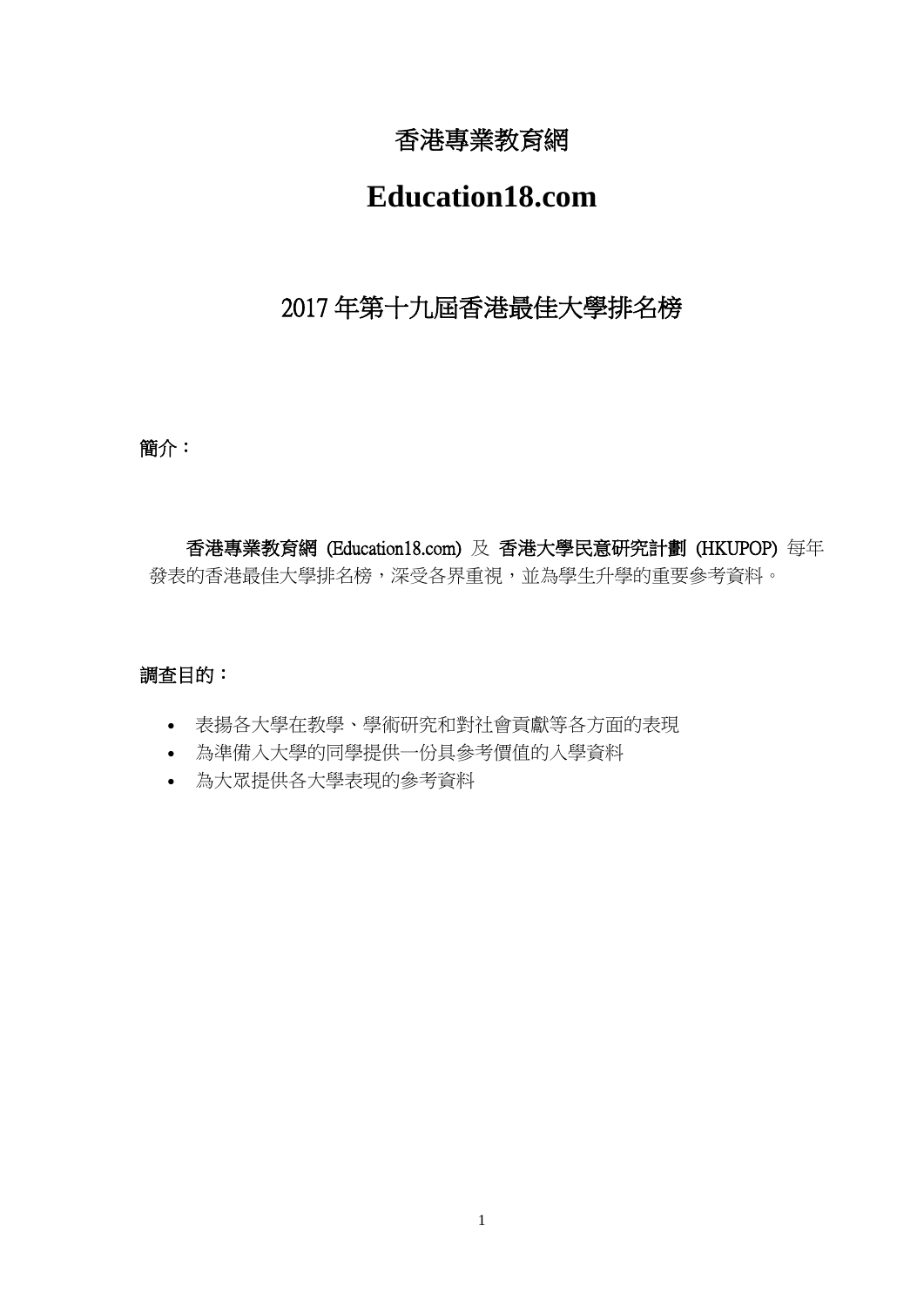# 香港專業教育網

# Education18.com

## 2017 年第十九屆香港最佳大學排名榜

**簡介：**

**香港專業教育網 (Education18.com)** 及 **香港大學民意研究計劃 (HKUPOP)** 每年發表的香港最佳大學排名榜，深受各界重視，並為學生升學的重要參考資料。

**調查目的：**

- 表揚各大學在教學、學術研究和對社會貢獻等各方面的表現
- 為準備入大學的同學提供一份具參考價值的入學資料
- 為大眾提供各大學表現的參考資料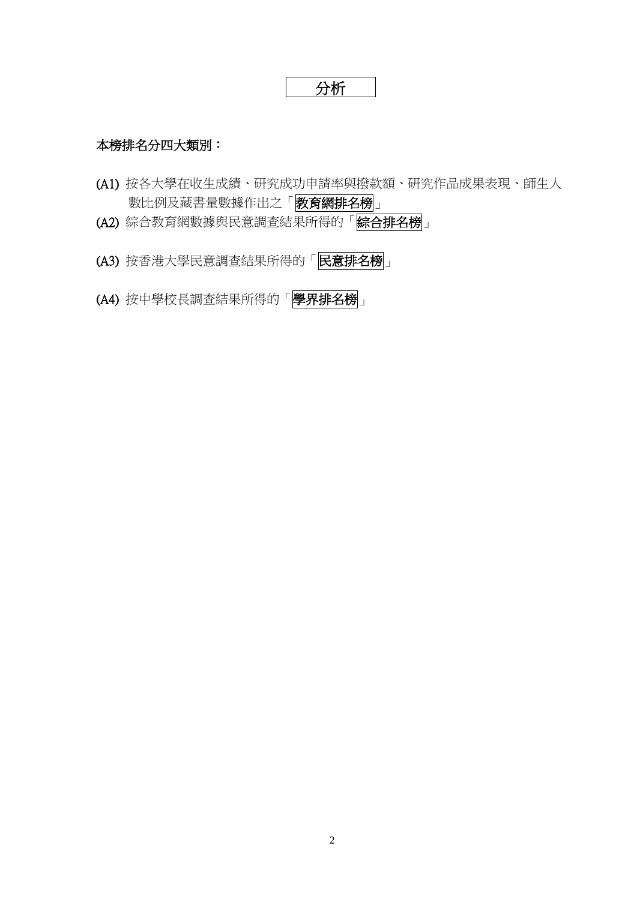# 分析

**本榜排名分四大類別：**

**(A1)** 按各大學在收生成績、研究成功申請率與撥款額、研究作品成果表現、師生人數比例及藏書量數據作出之「**教育網排名榜**」

**(A2)** 綜合教育網數據與民意調查結果所得的「**綜合排名榜**」

**(A3)** 按香港大學民意調查結果所得的「**民意排名榜**」

**(A4)** 按中學校長調查結果所得的「**學界排名榜**」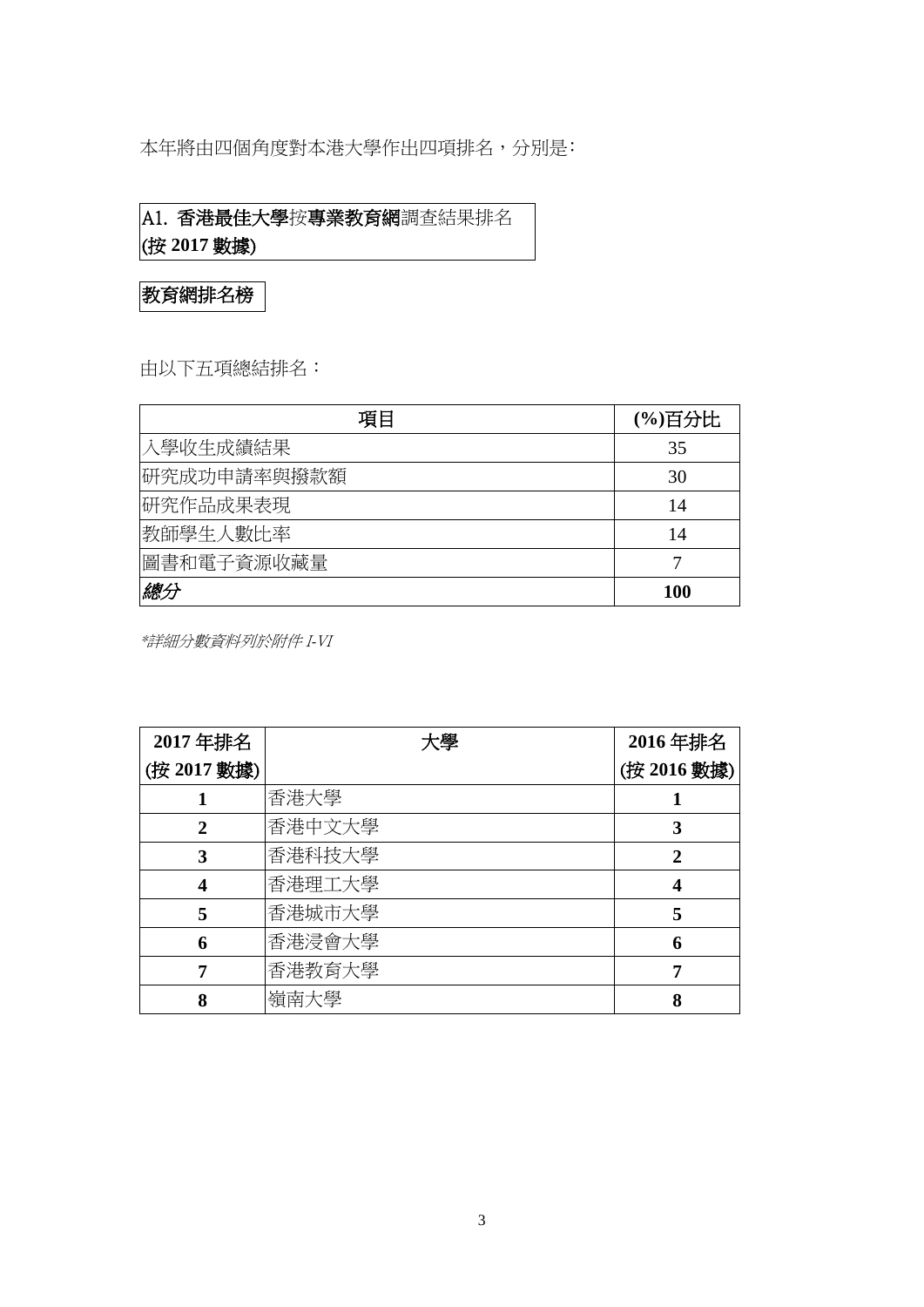本年將由四個角度對本港大學作出四項排名，分別是：

## A1. **香港最佳大學**按**專業教育網**調查結果排名 **(按 2017 數據)**

### 教育網排名榜

由以下五項總結排名：

| 項目 | (%)百分比 |
|---|---|
| 入學收生成績結果 | 35 |
| 研究成功申請率與撥款額 | 30 |
| 研究作品成果表現 | 14 |
| 教師學生人數比率 | 14 |
| 圖書和電子資源收藏量 | 7 |
| *總分* | **100** |

*\*詳細分數資料列於附件 I-VI*

| 2017 年排名 (按 2017 數據) | 大學 | 2016 年排名 (按 2016 數據) |
|---|---|---|
| **1** | 香港大學 | **1** |
| **2** | 香港中文大學 | **3** |
| **3** | 香港科技大學 | **2** |
| **4** | 香港理工大學 | **4** |
| **5** | 香港城市大學 | **5** |
| **6** | 香港浸會大學 | **6** |
| **7** | 香港教育大學 | **7** |
| **8** | 嶺南大學 | **8** |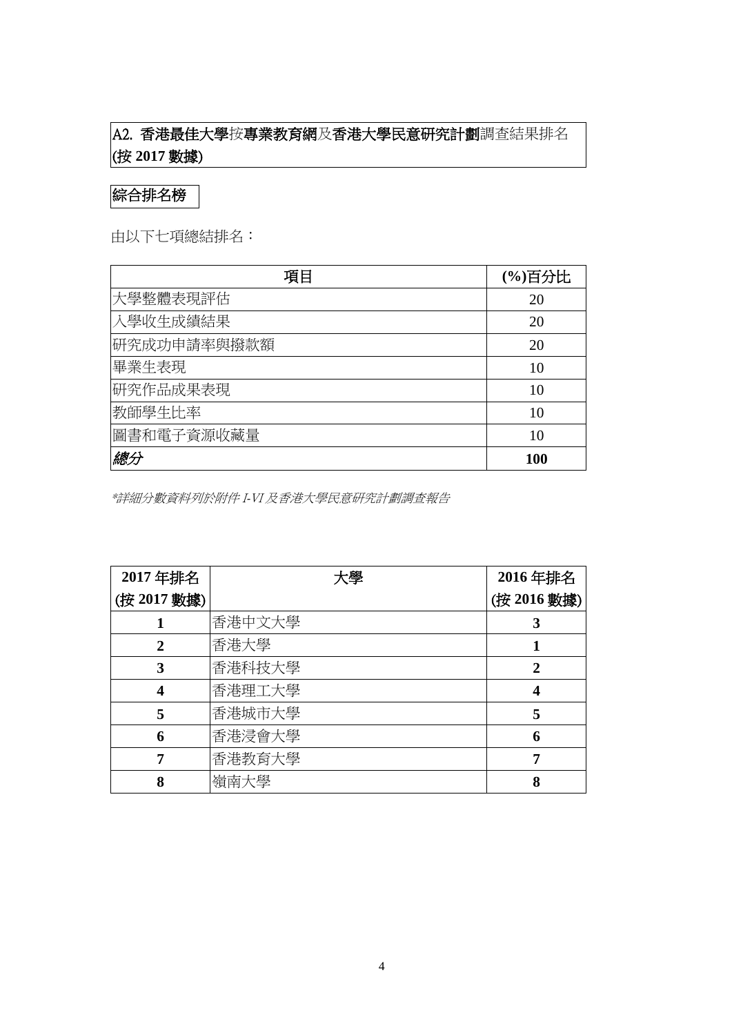## A2. **香港最佳大學**按**專業教育網**及**香港大學民意研究計劃**調查結果排名 **(按 2017 數據)**

### 綜合排名榜

由以下七項總結排名：

| 項目 | (%)百分比 |
|---|---|
| 大學整體表現評估 | 20 |
| 入學收生成績結果 | 20 |
| 研究成功申請率與撥款額 | 20 |
| 畢業生表現 | 10 |
| 研究作品成果表現 | 10 |
| 教師學生比率 | 10 |
| 圖書和電子資源收藏量 | 10 |
| ***總分*** | **100** |

*\*詳細分數資料列於附件 I-VI 及香港大學民意研究計劃調查報告*

| **2017 年排名 (按 2017 數據)** | 大學 | **2016 年排名 (按 2016 數據)** |
|---|---|---|
| **1** | 香港中文大學 | **3** |
| **2** | 香港大學 | **1** |
| **3** | 香港科技大學 | **2** |
| **4** | 香港理工大學 | **4** |
| **5** | 香港城市大學 | **5** |
| **6** | 香港浸會大學 | **6** |
| **7** | 香港教育大學 | **7** |
| **8** | 嶺南大學 | **8** |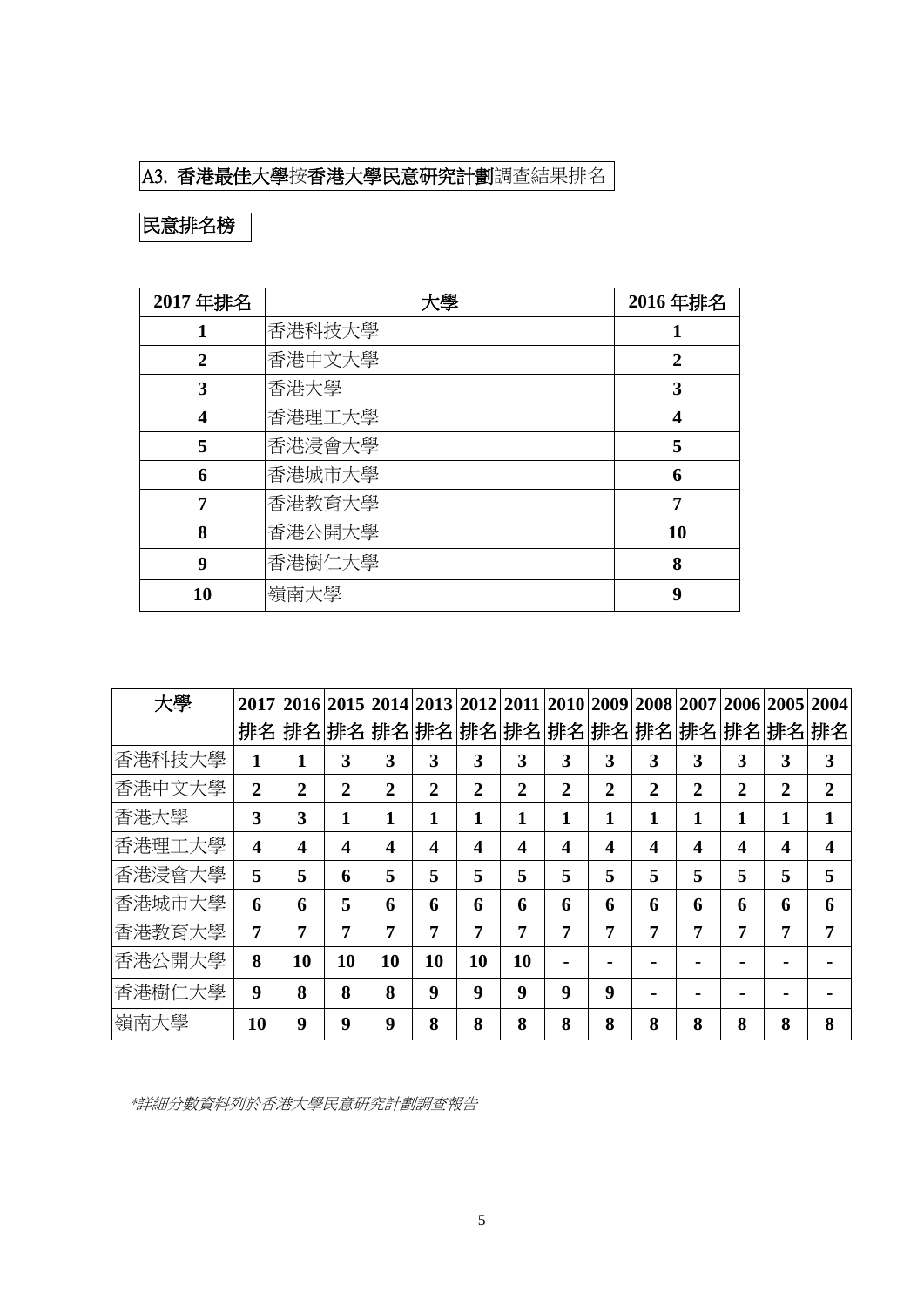A3. **香港最佳大學**按**香港大學民意研究計劃**調查結果排名

**民意排名榜**

| 2017 年排名 | 大學 | 2016 年排名 |
|---|---|---|
| **1** | 香港科技大學 | **1** |
| **2** | 香港中文大學 | **2** |
| **3** | 香港大學 | **3** |
| **4** | 香港理工大學 | **4** |
| **5** | 香港浸會大學 | **5** |
| **6** | 香港城市大學 | **6** |
| **7** | 香港教育大學 | **7** |
| **8** | 香港公開大學 | **10** |
| **9** | 香港樹仁大學 | **8** |
| **10** | 嶺南大學 | **9** |

| 大學 | 2017 排名 | 2016 排名 | 2015 排名 | 2014 排名 | 2013 排名 | 2012 排名 | 2011 排名 | 2010 排名 | 2009 排名 | 2008 排名 | 2007 排名 | 2006 排名 | 2005 排名 | 2004 排名 |
|---|---|---|---|---|---|---|---|---|---|---|---|---|---|---|
| 香港科技大學 | **1** | **1** | **3** | **3** | **3** | **3** | **3** | **3** | **3** | **3** | **3** | **3** | **3** | **3** |
| 香港中文大學 | **2** | **2** | **2** | **2** | **2** | **2** | **2** | **2** | **2** | **2** | **2** | **2** | **2** | **2** |
| 香港大學 | **3** | **3** | **1** | **1** | **1** | **1** | **1** | **1** | **1** | **1** | **1** | **1** | **1** | **1** |
| 香港理工大學 | **4** | **4** | **4** | **4** | **4** | **4** | **4** | **4** | **4** | **4** | **4** | **4** | **4** | **4** |
| 香港浸會大學 | **5** | **5** | **6** | **5** | **5** | **5** | **5** | **5** | **5** | **5** | **5** | **5** | **5** | **5** |
| 香港城市大學 | **6** | **6** | **5** | **6** | **6** | **6** | **6** | **6** | **6** | **6** | **6** | **6** | **6** | **6** |
| 香港教育大學 | **7** | **7** | **7** | **7** | **7** | **7** | **7** | **7** | **7** | **7** | **7** | **7** | **7** | **7** |
| 香港公開大學 | **8** | **10** | **10** | **10** | **10** | **10** | **10** | **-** | **-** | **-** | **-** | **-** | **-** | **-** |
| 香港樹仁大學 | **9** | **8** | **8** | **8** | **9** | **9** | **9** | **9** | **9** | **-** | **-** | **-** | **-** | **-** |
| 嶺南大學 | **10** | **9** | **9** | **9** | **8** | **8** | **8** | **8** | **8** | **8** | **8** | **8** | **8** | **8** |

*\*詳細分數資料列於香港大學民意研究計劃調查報告*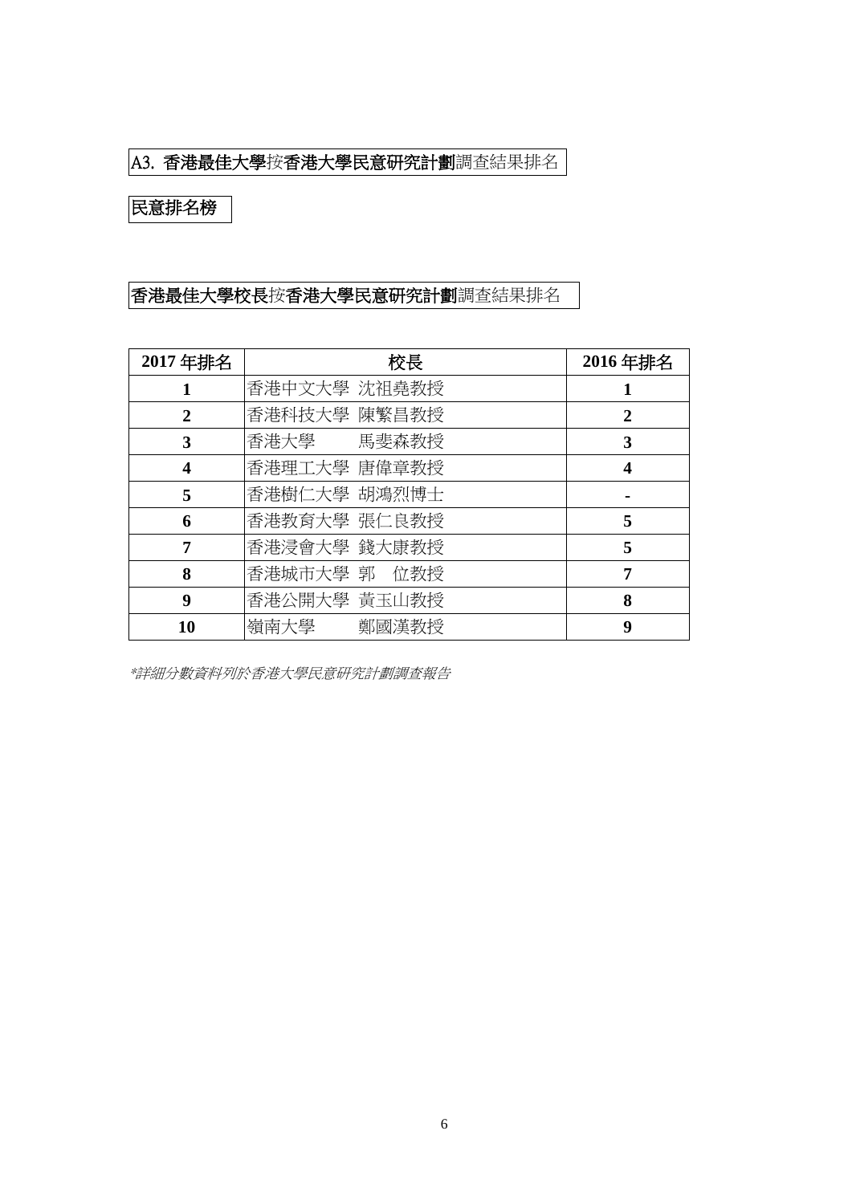A3. **香港最佳大學**按**香港大學民意研究計劃**調查結果排名

**民意排名榜**

**香港最佳大學校長**按**香港大學民意研究計劃**調查結果排名

| 2017 年排名 | 校長 | 2016 年排名 |
|---|---|---|
| 1 | 香港中文大學 沈祖堯教授 | 1 |
| 2 | 香港科技大學 陳繁昌教授 | 2 |
| 3 | 香港大學　　 馬斐森教授 | 3 |
| 4 | 香港理工大學 唐偉章教授 | 4 |
| 5 | 香港樹仁大學 胡鴻烈博士 | - |
| 6 | 香港教育大學 張仁良教授 | 5 |
| 7 | 香港浸會大學 錢大康教授 | 5 |
| 8 | 香港城市大學 郭　位教授 | 7 |
| 9 | 香港公開大學 黃玉山教授 | 8 |
| 10 | 嶺南大學　　 鄭國漢教授 | 9 |

*\*詳細分數資料列於香港大學民意研究計劃調查報告*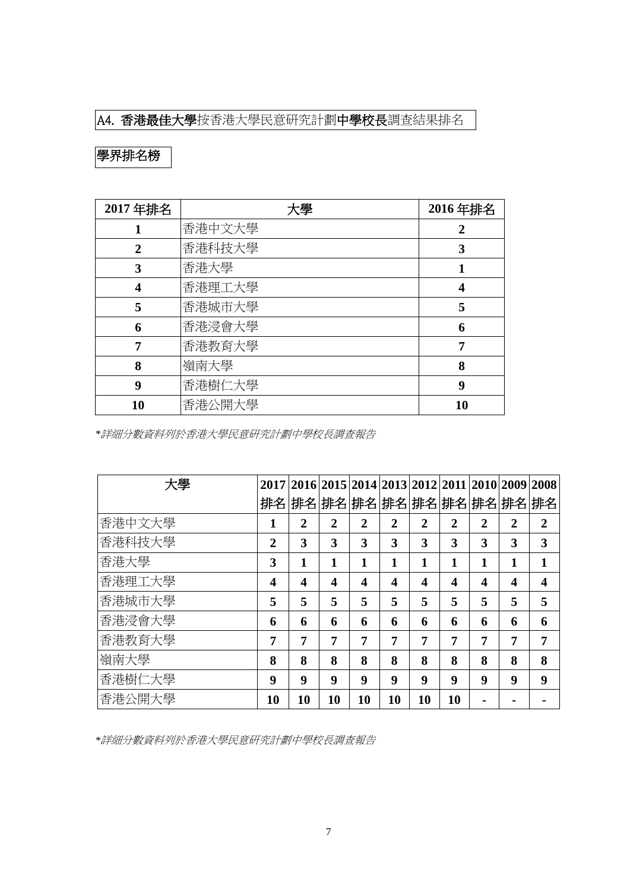A4. **香港最佳大學**按香港大學民意研究計劃**中學校長**調查結果排名

**學界排名榜**

| 2017 年排名 | 大學 | 2016 年排名 |
|---|---|---|
| **1** | 香港中文大學 | **2** |
| **2** | 香港科技大學 | **3** |
| **3** | 香港大學 | **1** |
| **4** | 香港理工大學 | **4** |
| **5** | 香港城市大學 | **5** |
| **6** | 香港浸會大學 | **6** |
| **7** | 香港教育大學 | **7** |
| **8** | 嶺南大學 | **8** |
| **9** | 香港樹仁大學 | **9** |
| **10** | 香港公開大學 | **10** |

**詳細分數資料列於香港大學民意研究計劃中學校長調查報告*

| 大學 | 2017 排名 | 2016 排名 | 2015 排名 | 2014 排名 | 2013 排名 | 2012 排名 | 2011 排名 | 2010 排名 | 2009 排名 | 2008 排名 |
|---|---|---|---|---|---|---|---|---|---|---|
| 香港中文大學 | **1** | **2** | **2** | **2** | **2** | **2** | **2** | **2** | **2** | **2** |
| 香港科技大學 | **2** | **3** | **3** | **3** | **3** | **3** | **3** | **3** | **3** | **3** |
| 香港大學 | **3** | **1** | **1** | **1** | **1** | **1** | **1** | **1** | **1** | **1** |
| 香港理工大學 | **4** | **4** | **4** | **4** | **4** | **4** | **4** | **4** | **4** | **4** |
| 香港城市大學 | **5** | **5** | **5** | **5** | **5** | **5** | **5** | **5** | **5** | **5** |
| 香港浸會大學 | **6** | **6** | **6** | **6** | **6** | **6** | **6** | **6** | **6** | **6** |
| 香港教育大學 | **7** | **7** | **7** | **7** | **7** | **7** | **7** | **7** | **7** | **7** |
| 嶺南大學 | **8** | **8** | **8** | **8** | **8** | **8** | **8** | **8** | **8** | **8** |
| 香港樹仁大學 | **9** | **9** | **9** | **9** | **9** | **9** | **9** | **9** | **9** | **9** |
| 香港公開大學 | **10** | **10** | **10** | **10** | **10** | **10** | **10** | **-** | **-** | **-** |

**詳細分數資料列於香港大學民意研究計劃中學校長調查報告*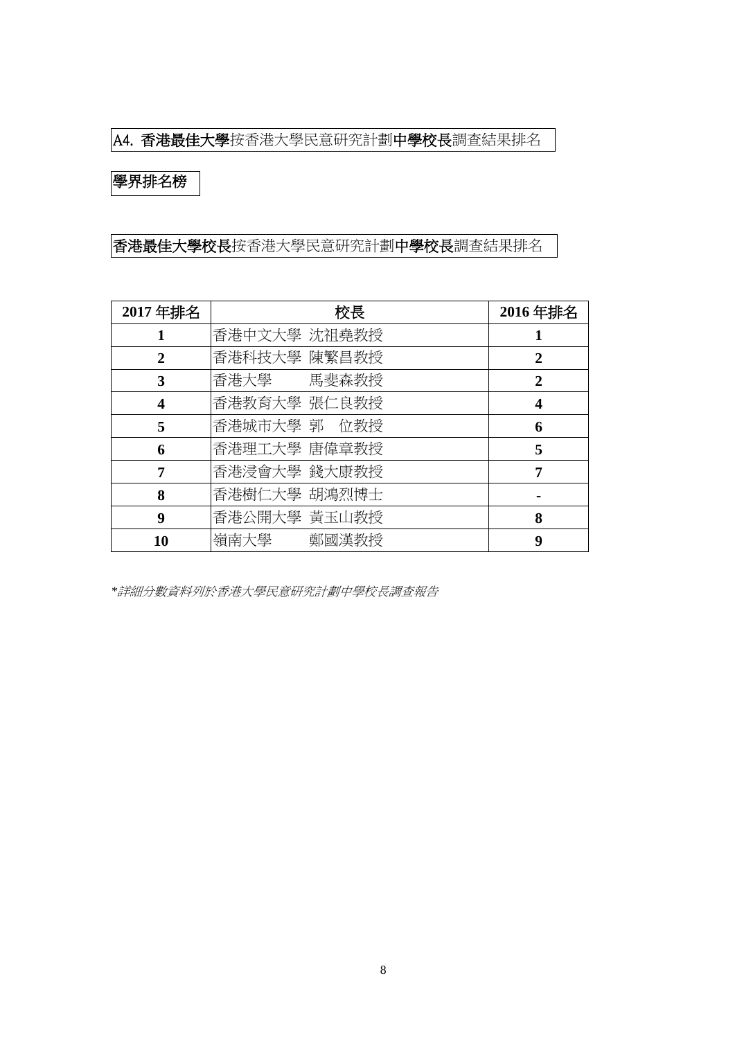A4. **香港最佳大學**按香港大學民意研究計劃**中學校長**調查結果排名

**學界排名榜**

**香港最佳大學校長**按香港大學民意研究計劃**中學校長**調查結果排名

| 2017 年排名 | 校長 | 2016 年排名 |
|---|---|---|
| **1** | 香港中文大學 沈祖堯教授 | **1** |
| **2** | 香港科技大學 陳繁昌教授 | **2** |
| **3** | 香港大學　　 馬斐森教授 | **2** |
| **4** | 香港教育大學 張仁良教授 | **4** |
| **5** | 香港城市大學 郭　位教授 | **6** |
| **6** | 香港理工大學 唐偉章教授 | **5** |
| **7** | 香港浸會大學 錢大康教授 | **7** |
| **8** | 香港樹仁大學 胡鴻烈博士 | **-** |
| **9** | 香港公開大學 黃玉山教授 | **8** |
| **10** | 嶺南大學　　 鄭國漢教授 | **9** |

*\*詳細分數資料列於香港大學民意研究計劃中學校長調查報告*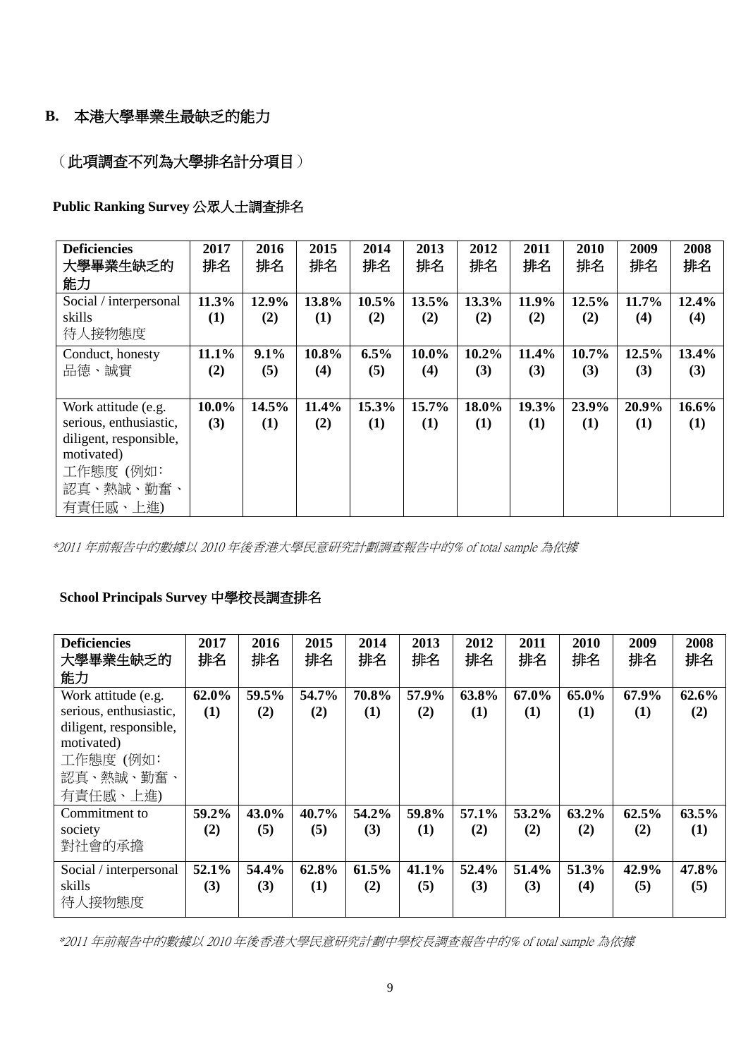## B. 本港大學畢業生最缺乏的能力

（此項調查不列為大學排名計分項目）

**Public Ranking Survey** 公眾人士調查排名

| **Deficiencies** 大學畢業生缺乏的能力 | **2017** 排名 | **2016** 排名 | **2015** 排名 | **2014** 排名 | **2013** 排名 | **2012** 排名 | **2011** 排名 | **2010** 排名 | **2009** 排名 | **2008** 排名 |
|---|---|---|---|---|---|---|---|---|---|---|
| Social / interpersonal skills 待人接物態度 | **11.3% (1)** | **12.9% (2)** | **13.8% (1)** | **10.5% (2)** | **13.5% (2)** | **13.3% (2)** | **11.9% (2)** | **12.5% (2)** | **11.7% (4)** | **12.4% (4)** |
| Conduct, honesty 品德、誠實 | **11.1% (2)** | **9.1% (5)** | **10.8% (4)** | **6.5% (5)** | **10.0% (4)** | **10.2% (3)** | **11.4% (3)** | **10.7% (3)** | **12.5% (3)** | **13.4% (3)** |
| Work attitude (e.g. serious, enthusiastic, diligent, responsible, motivated) 工作態度 (例如：認真、熱誠、勤奮、有責任感、上進) | **10.0% (3)** | **14.5% (1)** | **11.4% (2)** | **15.3% (1)** | **15.7% (1)** | **18.0% (1)** | **19.3% (1)** | **23.9% (1)** | **20.9% (1)** | **16.6% (1)** |

*\*2011 年前報告中的數據以 2010 年後香港大學民意研究計劃調查報告中的% of total sample 為依據*

**School Principals Survey** 中學校長調查排名

| **Deficiencies** 大學畢業生缺乏的能力 | **2017** 排名 | **2016** 排名 | **2015** 排名 | **2014** 排名 | **2013** 排名 | **2012** 排名 | **2011** 排名 | **2010** 排名 | **2009** 排名 | **2008** 排名 |
|---|---|---|---|---|---|---|---|---|---|---|
| Work attitude (e.g. serious, enthusiastic, diligent, responsible, motivated) 工作態度 (例如：認真、熱誠、勤奮、有責任感、上進) | **62.0% (1)** | **59.5% (2)** | **54.7% (2)** | **70.8% (1)** | **57.9% (2)** | **63.8% (1)** | **67.0% (1)** | **65.0% (1)** | **67.9% (1)** | **62.6% (2)** |
| Commitment to society 對社會的承擔 | **59.2% (2)** | **43.0% (5)** | **40.7% (5)** | **54.2% (3)** | **59.8% (1)** | **57.1% (2)** | **53.2% (2)** | **63.2% (2)** | **62.5% (2)** | **63.5% (1)** |
| Social / interpersonal skills 待人接物態度 | **52.1% (3)** | **54.4% (3)** | **62.8% (1)** | **61.5% (2)** | **41.1% (5)** | **52.4% (3)** | **51.4% (3)** | **51.3% (4)** | **42.9% (5)** | **47.8% (5)** |

*\*2011 年前報告中的數據以 2010 年後香港大學民意研究計劃中學校長調查報告中的% of total sample 為依據*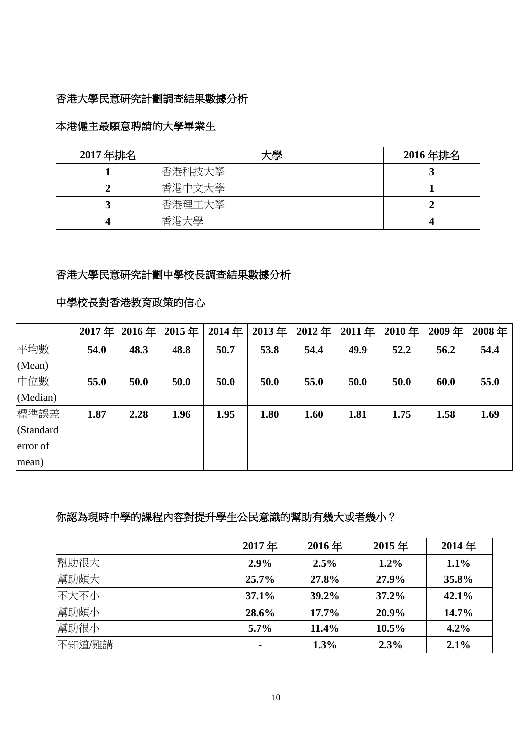香港大學民意研究計劃調查結果數據分析

本港僱主最願意聘請的大學畢業生

| 2017 年排名 | 大學 | 2016 年排名 |
| --- | --- | --- |
| **1** | 香港科技大學 | **3** |
| **2** | 香港中文大學 | **1** |
| **3** | 香港理工大學 | **2** |
| **4** | 香港大學 | **4** |

香港大學民意研究計劃中學校長調查結果數據分析

中學校長對香港教育政策的信心

| | 2017 年 | 2016 年 | 2015 年 | 2014 年 | 2013 年 | 2012 年 | 2011 年 | 2010 年 | 2009 年 | 2008 年 |
| --- | --- | --- | --- | --- | --- | --- | --- | --- | --- | --- |
| 平均數 (Mean) | **54.0** | **48.3** | **48.8** | **50.7** | **53.8** | **54.4** | **49.9** | **52.2** | **56.2** | **54.4** |
| 中位數 (Median) | **55.0** | **50.0** | **50.0** | **50.0** | **50.0** | **55.0** | **50.0** | **50.0** | **60.0** | **55.0** |
| 標準誤差 (Standard error of mean) | **1.87** | **2.28** | **1.96** | **1.95** | **1.80** | **1.60** | **1.81** | **1.75** | **1.58** | **1.69** |

你認為現時中學的課程內容對提升學生公民意識的幫助有幾大或者幾小？

| | 2017 年 | 2016 年 | 2015 年 | 2014 年 |
| --- | --- | --- | --- | --- |
| 幫助很大 | **2.9%** | **2.5%** | **1.2%** | **1.1%** |
| 幫助頗大 | **25.7%** | **27.8%** | **27.9%** | **35.8%** |
| 不大不小 | **37.1%** | **39.2%** | **37.2%** | **42.1%** |
| 幫助頗小 | **28.6%** | **17.7%** | **20.9%** | **14.7%** |
| 幫助很小 | **5.7%** | **11.4%** | **10.5%** | **4.2%** |
| 不知道/難講 | **-** | **1.3%** | **2.3%** | **2.1%** |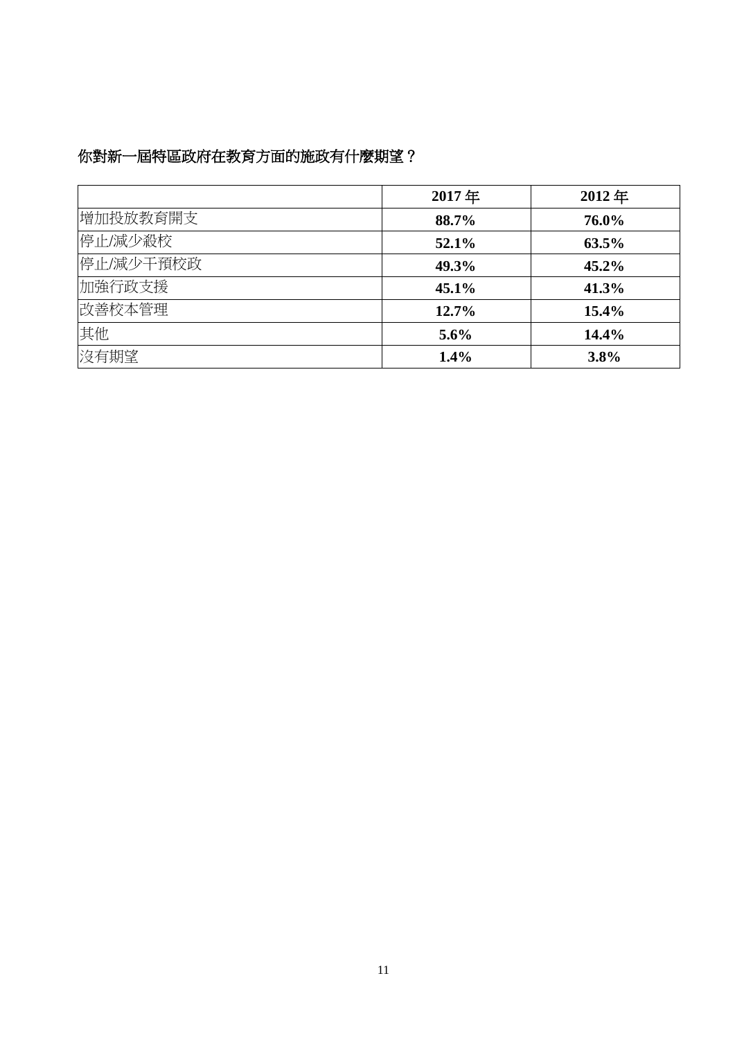你對新一屆特區政府在教育方面的施政有什麼期望？

| | 2017 年 | 2012 年 |
|---|---|---|
| 增加投放教育開支 | **88.7%** | **76.0%** |
| 停止/減少殺校 | **52.1%** | **63.5%** |
| 停止/減少干預校政 | **49.3%** | **45.2%** |
| 加強行政支援 | **45.1%** | **41.3%** |
| 改善校本管理 | **12.7%** | **15.4%** |
| 其他 | **5.6%** | **14.4%** |
| 沒有期望 | **1.4%** | **3.8%** |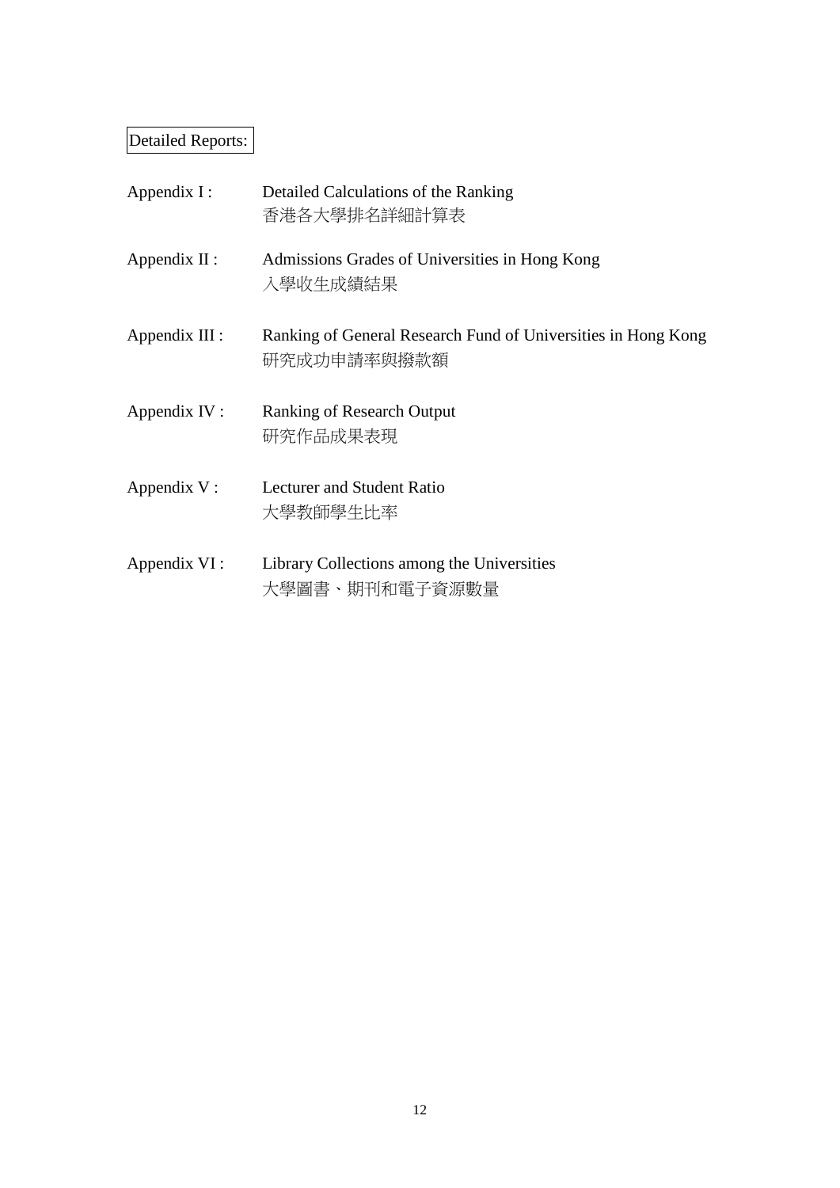Detailed Reports:

Appendix I : Detailed Calculations of the Ranking
香港各大學排名詳細計算表

Appendix II : Admissions Grades of Universities in Hong Kong
入學收生成績結果

Appendix III : Ranking of General Research Fund of Universities in Hong Kong
研究成功申請率與撥款額

Appendix IV : Ranking of Research Output
研究作品成果表現

Appendix V : Lecturer and Student Ratio
大學教師學生比率

Appendix VI : Library Collections among the Universities
大學圖書、期刊和電子資源數量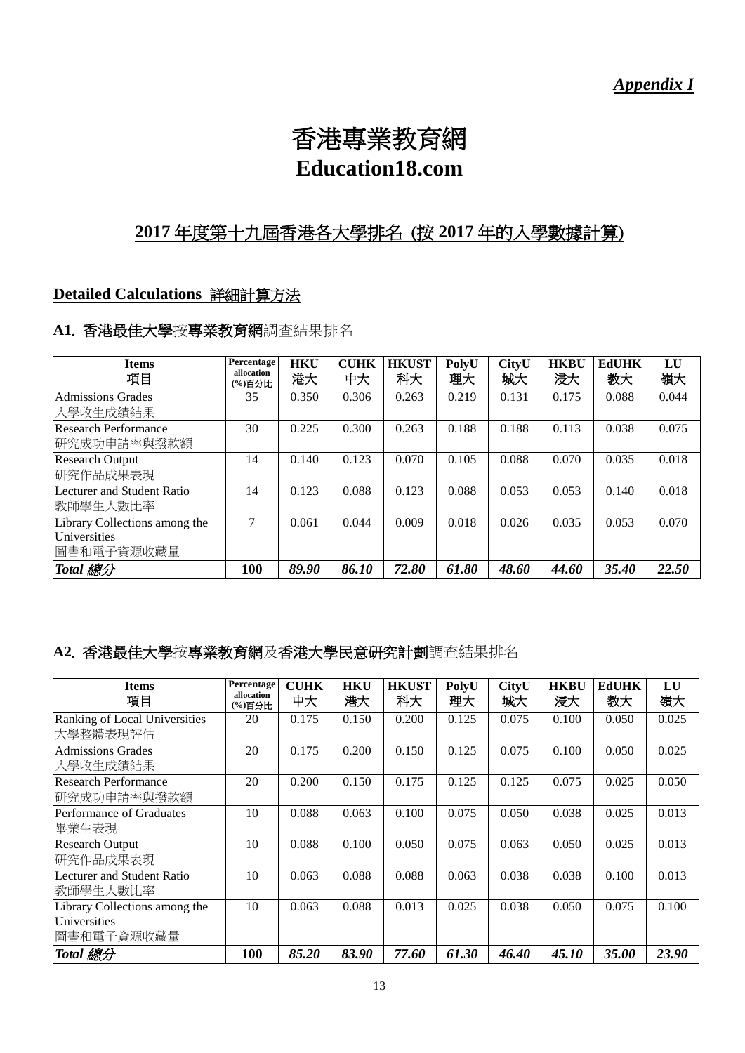*Appendix I*

# 香港專業教育網
# Education18.com

## 2017 年度第十九屆香港各大學排名 (按 2017 年的入學數據計算)

### Detailed Calculations 詳細計算方法

**A1**. **香港最佳大學**按**專業教育網**調查結果排名

| Items 項目 | Percentage allocation (%)百分比 | HKU 港大 | CUHK 中大 | HKUST 科大 | PolyU 理大 | CityU 城大 | HKBU 浸大 | EdUHK 教大 | LU 嶺大 |
|---|---|---|---|---|---|---|---|---|---|
| Admissions Grades 入學收生成績結果 | 35 | 0.350 | 0.306 | 0.263 | 0.219 | 0.131 | 0.175 | 0.088 | 0.044 |
| Research Performance 研究成功申請率與撥款額 | 30 | 0.225 | 0.300 | 0.263 | 0.188 | 0.188 | 0.113 | 0.038 | 0.075 |
| Research Output 研究作品成果表現 | 14 | 0.140 | 0.123 | 0.070 | 0.105 | 0.088 | 0.070 | 0.035 | 0.018 |
| Lecturer and Student Ratio 教師學生人數比率 | 14 | 0.123 | 0.088 | 0.123 | 0.088 | 0.053 | 0.053 | 0.140 | 0.018 |
| Library Collections among the Universities 圖書和電子資源收藏量 | 7 | 0.061 | 0.044 | 0.009 | 0.018 | 0.026 | 0.035 | 0.053 | 0.070 |
| ***Total 總分*** | **100** | ***89.90*** | ***86.10*** | ***72.80*** | ***61.80*** | ***48.60*** | ***44.60*** | ***35.40*** | ***22.50*** |

**A2**. **香港最佳大學**按**專業教育網**及**香港大學民意研究計劃**調查結果排名

| Items 項目 | Percentage allocation (%)百分比 | CUHK 中大 | HKU 港大 | HKUST 科大 | PolyU 理大 | CityU 城大 | HKBU 浸大 | EdUHK 教大 | LU 嶺大 |
|---|---|---|---|---|---|---|---|---|---|
| Ranking of Local Universities 大學整體表現評估 | 20 | 0.175 | 0.150 | 0.200 | 0.125 | 0.075 | 0.100 | 0.050 | 0.025 |
| Admissions Grades 入學收生成績結果 | 20 | 0.175 | 0.200 | 0.150 | 0.125 | 0.075 | 0.100 | 0.050 | 0.025 |
| Research Performance 研究成功申請率與撥款額 | 20 | 0.200 | 0.150 | 0.175 | 0.125 | 0.125 | 0.075 | 0.025 | 0.050 |
| Performance of Graduates 畢業生表現 | 10 | 0.088 | 0.063 | 0.100 | 0.075 | 0.050 | 0.038 | 0.025 | 0.013 |
| Research Output 研究作品成果表現 | 10 | 0.088 | 0.100 | 0.050 | 0.075 | 0.063 | 0.050 | 0.025 | 0.013 |
| Lecturer and Student Ratio 教師學生人數比率 | 10 | 0.063 | 0.088 | 0.088 | 0.063 | 0.038 | 0.038 | 0.100 | 0.013 |
| Library Collections among the Universities 圖書和電子資源收藏量 | 10 | 0.063 | 0.088 | 0.013 | 0.025 | 0.038 | 0.050 | 0.075 | 0.100 |
| ***Total 總分*** | **100** | ***85.20*** | ***83.90*** | ***77.60*** | ***61.30*** | ***46.40*** | ***45.10*** | ***35.00*** | ***23.90*** |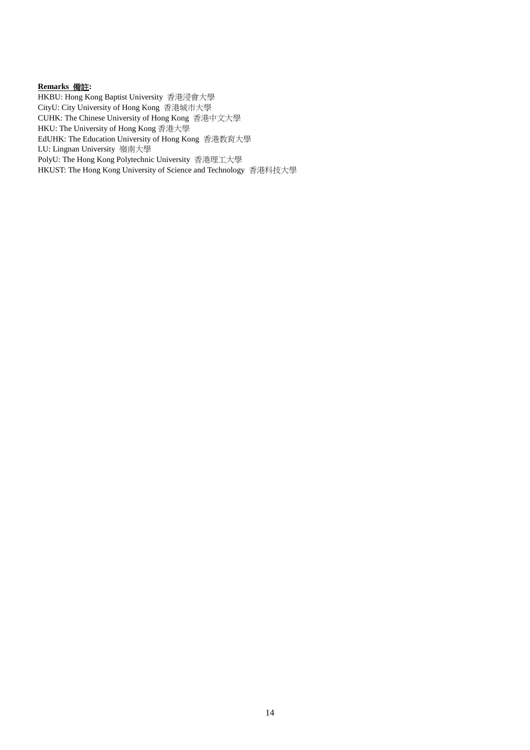**Remarks 備註:**

HKBU: Hong Kong Baptist University 香港浸會大學
CityU: City University of Hong Kong 香港城市大學
CUHK: The Chinese University of Hong Kong 香港中文大學
HKU: The University of Hong Kong 香港大學
EdUHK: The Education University of Hong Kong 香港教育大學
LU: Lingnan University 嶺南大學
PolyU: The Hong Kong Polytechnic University 香港理工大學
HKUST: The Hong Kong University of Science and Technology 香港科技大學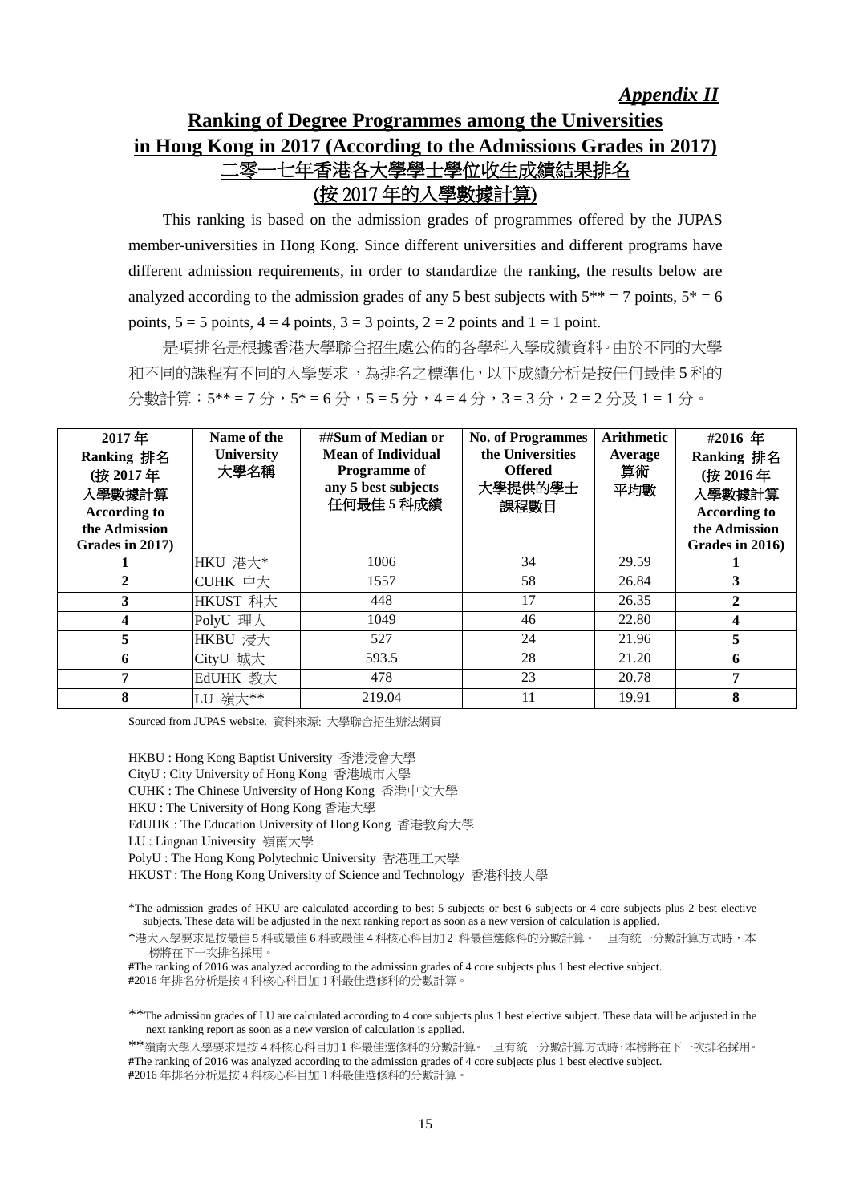*Appendix II*

# Ranking of Degree Programmes among the Universities in Hong Kong in 2017 (According to the Admissions Grades in 2017)

# 二零一七年香港各大學學士學位收生成績結果排名 (按 2017 年的入學數據計算)

This ranking is based on the admission grades of programmes offered by the JUPAS member-universities in Hong Kong. Since different universities and different programs have different admission requirements, in order to standardize the ranking, the results below are analyzed according to the admission grades of any 5 best subjects with 5** = 7 points, 5* = 6 points, 5 = 5 points, 4 = 4 points, 3 = 3 points, 2 = 2 points and 1 = 1 point.

是項排名是根據香港大學聯合招生處公佈的各學科入學成績資料。由於不同的大學和不同的課程有不同的入學要求，為排名之標準化，以下成績分析是按任何最佳 5 科的分數計算：5** = 7 分，5* = 6 分，5 = 5 分，4 = 4 分，3 = 3 分，2 = 2 分及 1 = 1 分。

| 2017 年 Ranking 排名 (按 2017 年入學數據計算 According to the Admission Grades in 2017) | Name of the University 大學名稱 | ##Sum of Median or Mean of Individual Programme of any 5 best subjects 任何最佳 5 科成績 | No. of Programmes the Universities Offered 大學提供的學士課程數目 | Arithmetic Average 算術平均數 | #2016 年 Ranking 排名 (按 2016 年入學數據計算 According to the Admission Grades in 2016) |
|---|---|---|---|---|---|
| 1 | HKU 港大* | 1006 | 34 | 29.59 | 1 |
| 2 | CUHK 中大 | 1557 | 58 | 26.84 | 3 |
| 3 | HKUST 科大 | 448 | 17 | 26.35 | 2 |
| 4 | PolyU 理大 | 1049 | 46 | 22.80 | 4 |
| 5 | HKBU 浸大 | 527 | 24 | 21.96 | 5 |
| 6 | CityU 城大 | 593.5 | 28 | 21.20 | 6 |
| 7 | EdUHK 教大 | 478 | 23 | 20.78 | 7 |
| 8 | LU 嶺大** | 219.04 | 11 | 19.91 | 8 |

Sourced from JUPAS website. 資料來源: 大學聯合招生辦法網頁

HKBU : Hong Kong Baptist University 香港浸會大學
CityU : City University of Hong Kong 香港城市大學
CUHK : The Chinese University of Hong Kong 香港中文大學
HKU : The University of Hong Kong 香港大學
EdUHK : The Education University of Hong Kong 香港教育大學
LU : Lingnan University 嶺南大學
PolyU : The Hong Kong Polytechnic University 香港理工大學
HKUST : The Hong Kong University of Science and Technology 香港科技大學

*The admission grades of HKU are calculated according to best 5 subjects or best 6 subjects or 4 core subjects plus 2 best elective subjects. These data will be adjusted in the next ranking report as soon as a new version of calculation is applied.

*港大入學要求是按最佳 5 科或最佳 6 科或最佳 4 科核心科目加 2 科最佳選修科的分數計算。一旦有統一分數計算方式時，本榜將在下一次排名採用。

#The ranking of 2016 was analyzed according to the admission grades of 4 core subjects plus 1 best elective subject.
#2016 年排名分析是按 4 科核心科目加 1 科最佳選修科的分數計算。

**The admission grades of LU are calculated according to 4 core subjects plus 1 best elective subject. These data will be adjusted in the next ranking report as soon as a new version of calculation is applied.

**嶺南大學入學要求是按 4 科核心科目加 1 科最佳選修科的分數計算。一旦有統一分數計算方式時，本榜將在下一次排名採用。
#The ranking of 2016 was analyzed according to the admission grades of 4 core subjects plus 1 best elective subject.
#2016 年排名分析是按 4 科核心科目加 1 科最佳選修科的分數計算。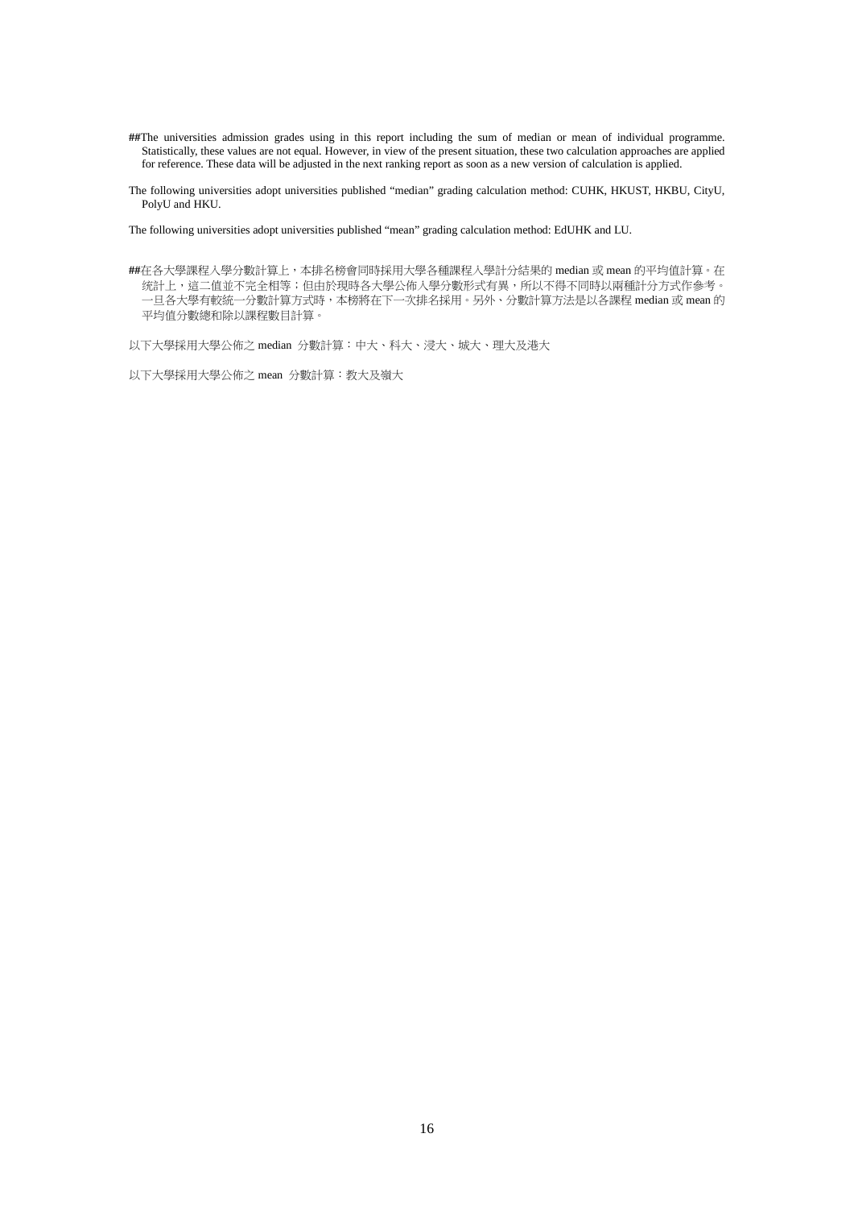##The universities admission grades using in this report including the sum of median or mean of individual programme. Statistically, these values are not equal. However, in view of the present situation, these two calculation approaches are applied for reference. These data will be adjusted in the next ranking report as soon as a new version of calculation is applied.

The following universities adopt universities published “median” grading calculation method: CUHK, HKUST, HKBU, CityU, PolyU and HKU.

The following universities adopt universities published “mean” grading calculation method: EdUHK and LU.

##在各大學課程入學分數計算上，本排名榜會同時採用大學各種課程入學計分結果的 median 或 mean 的平均值計算。在統計上，這二值並不完全相等；但由於現時各大學公佈入學分數形式有異，所以不得不同時以兩種計分方式作參考。一旦各大學有較統一分數計算方式時，本榜將在下一次排名採用。另外、分數計算方法是以各課程 median 或 mean 的平均值分數總和除以課程數目計算。

以下大學採用大學公佈之 median 分數計算：中大、科大、浸大、城大、理大及港大

以下大學採用大學公佈之 mean 分數計算：教大及嶺大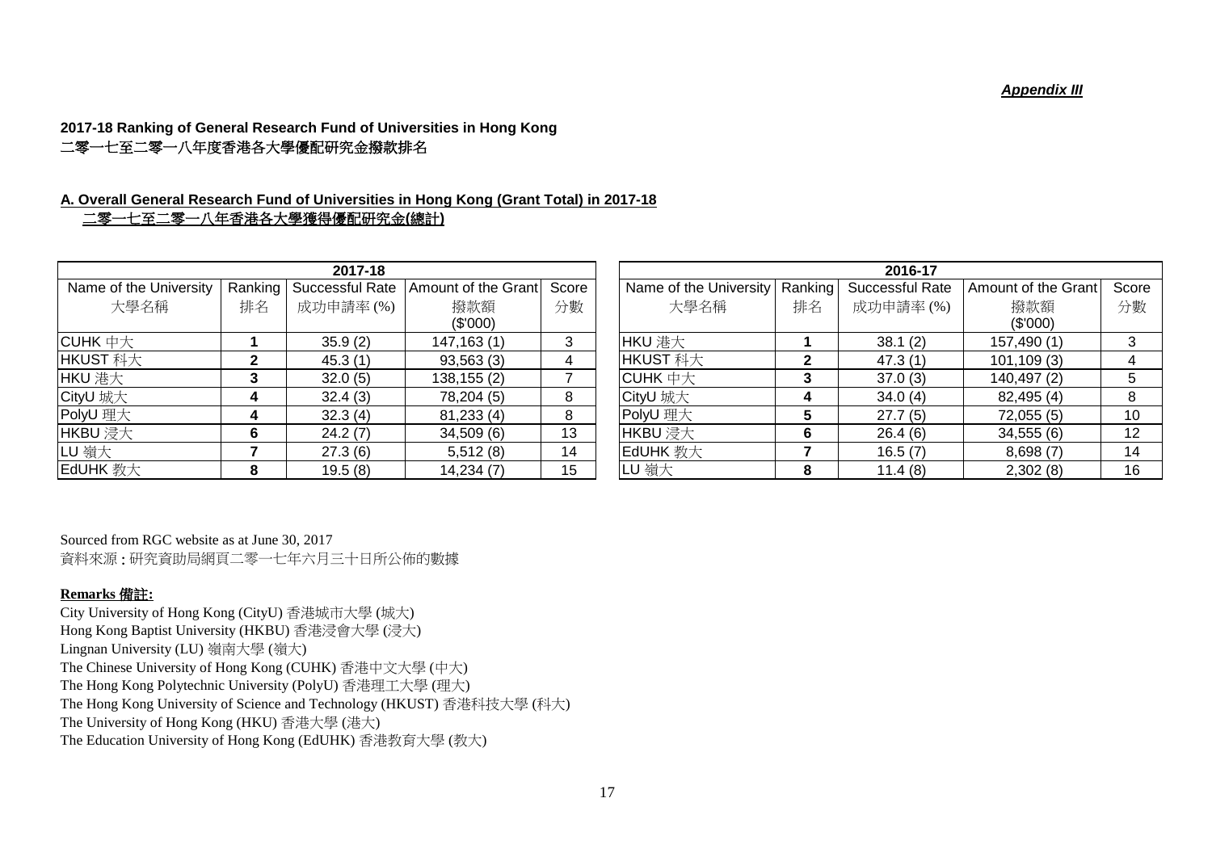***Appendix III***

**2017-18 Ranking of General Research Fund of Universities in Hong Kong**
**二零一七至二零一八年度香港各大學優配研究金撥款排名**

**A. Overall General Research Fund of Universities in Hong Kong (Grant Total) in 2017-18**
**二零一七至二零一八年香港各大學獲得優配研究金(總計)**

| 2017-18 | | | | |
|---|---|---|---|---|
| Name of the University 大學名稱 | Ranking 排名 | Successful Rate 成功申請率 (%) | Amount of the Grant 撥款額 ($'000) | Score 分數 |
| CUHK 中大 | **1** | 35.9 (2) | 147,163 (1) | 3 |
| HKUST 科大 | **2** | 45.3 (1) | 93,563 (3) | 4 |
| HKU 港大 | **3** | 32.0 (5) | 138,155 (2) | 7 |
| CityU 城大 | **4** | 32.4 (3) | 78,204 (5) | 8 |
| PolyU 理大 | **4** | 32.3 (4) | 81,233 (4) | 8 |
| HKBU 浸大 | **6** | 24.2 (7) | 34,509 (6) | 13 |
| LU 嶺大 | **7** | 27.3 (6) | 5,512 (8) | 14 |
| EdUHK 教大 | **8** | 19.5 (8) | 14,234 (7) | 15 |

| 2016-17 | | | | |
|---|---|---|---|---|
| Name of the University 大學名稱 | Ranking 排名 | Successful Rate 成功申請率 (%) | Amount of the Grant 撥款額 ($'000) | Score 分數 |
| HKU 港大 | **1** | 38.1 (2) | 157,490 (1) | 3 |
| HKUST 科大 | **2** | 47.3 (1) | 101,109 (3) | 4 |
| CUHK 中大 | **3** | 37.0 (3) | 140,497 (2) | 5 |
| CityU 城大 | **4** | 34.0 (4) | 82,495 (4) | 8 |
| PolyU 理大 | **5** | 27.7 (5) | 72,055 (5) | 10 |
| HKBU 浸大 | **6** | 26.4 (6) | 34,555 (6) | 12 |
| EdUHK 教大 | **7** | 16.5 (7) | 8,698 (7) | 14 |
| LU 嶺大 | **8** | 11.4 (8) | 2,302 (8) | 16 |

Sourced from RGC website as at June 30, 2017
資料來源 : 研究資助局網頁二零一七年六月三十日所公佈的數據

**Remarks 備註:**
City University of Hong Kong (CityU) 香港城市大學 (城大)
Hong Kong Baptist University (HKBU) 香港浸會大學 (浸大)
Lingnan University (LU) 嶺南大學 (嶺大)
The Chinese University of Hong Kong (CUHK) 香港中文大學 (中大)
The Hong Kong Polytechnic University (PolyU) 香港理工大學 (理大)
The Hong Kong University of Science and Technology (HKUST) 香港科技大學 (科大)
The University of Hong Kong (HKU) 香港大學 (港大)
The Education University of Hong Kong (EdUHK) 香港教育大學 (教大)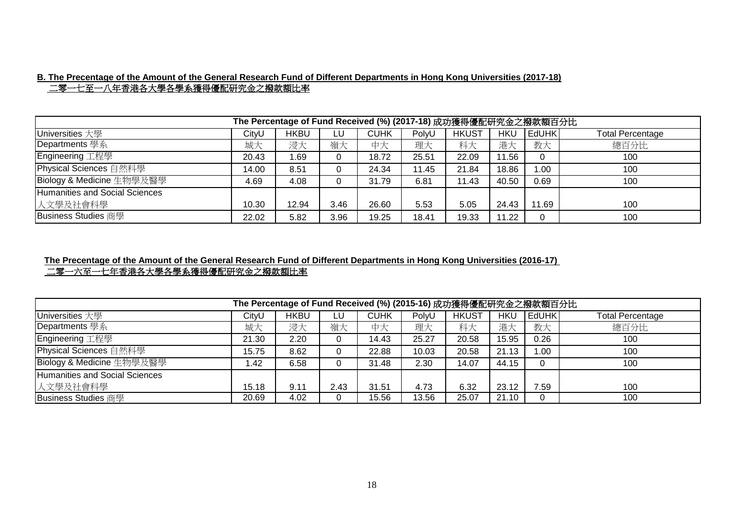**B. The Precentage of the Amount of the General Research Fund of Different Departments in Hong Kong Universities (2017-18)**

**二零一七至一八年香港各大學各學系獲得優配研究金之撥款額比率**

| The Percentage of Fund Received (%) (2017-18) 成功獲得優配研究金之撥款額百分比 | | | | | | | | | |
|---|---|---|---|---|---|---|---|---|---|
| Universities 大學 | CityU | HKBU | LU | CUHK | PolyU | HKUST | HKU | EdUHK | Total Percentage |
| Departments 學系 | 城大 | 浸大 | 嶺大 | 中大 | 理大 | 科大 | 港大 | 教大 | 總百分比 |
| Engineering 工程學 | 20.43 | 1.69 | 0 | 18.72 | 25.51 | 22.09 | 11.56 | 0 | 100 |
| Physical Sciences 自然科學 | 14.00 | 8.51 | 0 | 24.34 | 11.45 | 21.84 | 18.86 | 1.00 | 100 |
| Biology & Medicine 生物學及醫學 | 4.69 | 4.08 | 0 | 31.79 | 6.81 | 11.43 | 40.50 | 0.69 | 100 |
| Humanities and Social Sciences 人文學及社會科學 | 10.30 | 12.94 | 3.46 | 26.60 | 5.53 | 5.05 | 24.43 | 11.69 | 100 |
| Business Studies 商學 | 22.02 | 5.82 | 3.96 | 19.25 | 18.41 | 19.33 | 11.22 | 0 | 100 |

**The Precentage of the Amount of the General Research Fund of Different Departments in Hong Kong Universities (2016-17)**

**二零一六至一七年香港各大學各學系獲得優配研究金之撥款額比率**

| The Percentage of Fund Received (%) (2015-16) 成功獲得優配研究金之撥款額百分比 | | | | | | | | | |
|---|---|---|---|---|---|---|---|---|---|
| Universities 大學 | CityU | HKBU | LU | CUHK | PolyU | HKUST | HKU | EdUHK | Total Percentage |
| Departments 學系 | 城大 | 浸大 | 嶺大 | 中大 | 理大 | 科大 | 港大 | 教大 | 總百分比 |
| Engineering 工程學 | 21.30 | 2.20 | 0 | 14.43 | 25.27 | 20.58 | 15.95 | 0.26 | 100 |
| Physical Sciences 自然科學 | 15.75 | 8.62 | 0 | 22.88 | 10.03 | 20.58 | 21.13 | 1.00 | 100 |
| Biology & Medicine 生物學及醫學 | 1.42 | 6.58 | 0 | 31.48 | 2.30 | 14.07 | 44.15 | 0 | 100 |
| Humanities and Social Sciences 人文學及社會科學 | 15.18 | 9.11 | 2.43 | 31.51 | 4.73 | 6.32 | 23.12 | 7.59 | 100 |
| Business Studies 商學 | 20.69 | 4.02 | 0 | 15.56 | 13.56 | 25.07 | 21.10 | 0 | 100 |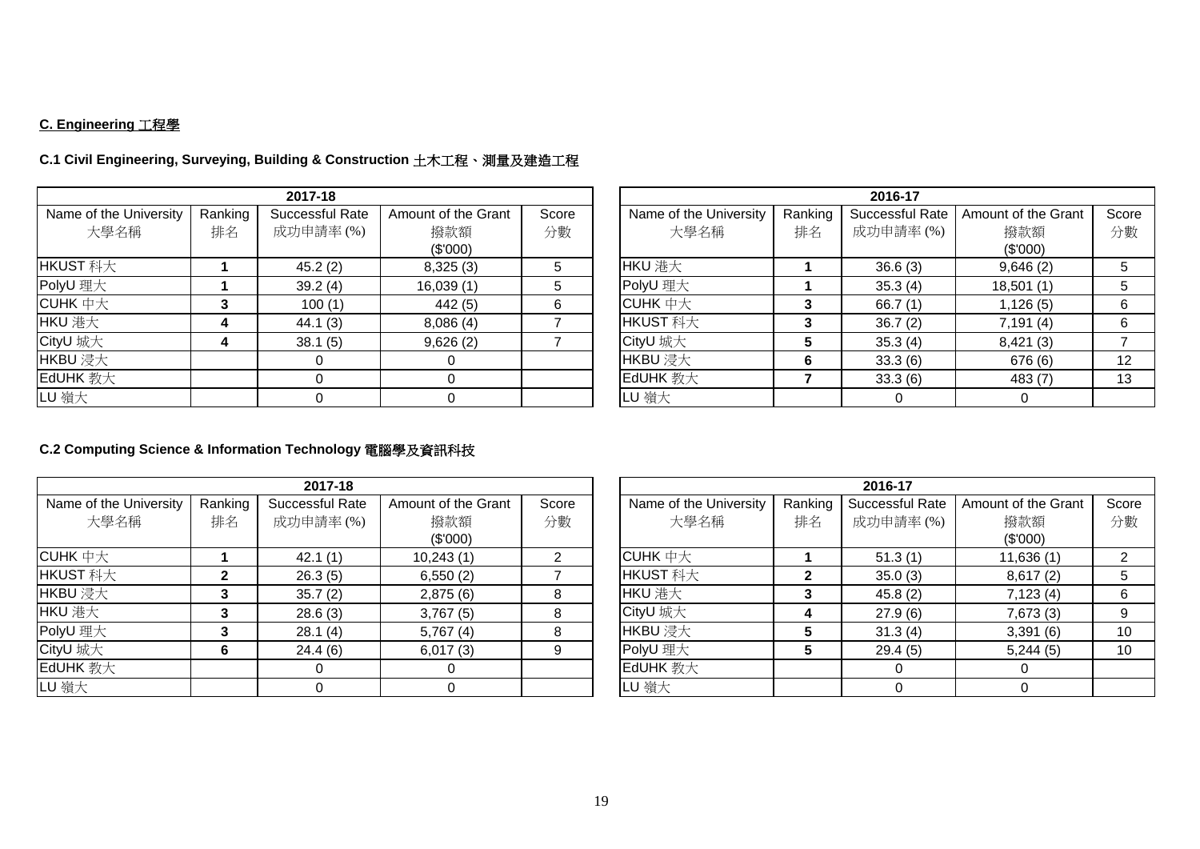## C. Engineering 工程學

### C.1 Civil Engineering, Surveying, Building & Construction 土木工程、測量及建造工程

| 2017-18 | | | | |
|---|---|---|---|---|
| Name of the University 大學名稱 | Ranking 排名 | Successful Rate 成功申請率 (%) | Amount of the Grant 撥款額 ($'000) | Score 分數 |
| HKUST 科大 | **1** | 45.2 (2) | 8,325 (3) | 5 |
| PolyU 理大 | **1** | 39.2 (4) | 16,039 (1) | 5 |
| CUHK 中大 | **3** | 100 (1) | 442 (5) | 6 |
| HKU 港大 | **4** | 44.1 (3) | 8,086 (4) | 7 |
| CityU 城大 | **4** | 38.1 (5) | 9,626 (2) | 7 |
| HKBU 浸大 | | 0 | 0 | |
| EdUHK 教大 | | 0 | 0 | |
| LU 嶺大 | | 0 | 0 | |

| 2016-17 | | | | |
|---|---|---|---|---|
| Name of the University 大學名稱 | Ranking 排名 | Successful Rate 成功申請率 (%) | Amount of the Grant 撥款額 ($'000) | Score 分數 |
| HKU 港大 | **1** | 36.6 (3) | 9,646 (2) | 5 |
| PolyU 理大 | **1** | 35.3 (4) | 18,501 (1) | 5 |
| CUHK 中大 | **3** | 66.7 (1) | 1,126 (5) | 6 |
| HKUST 科大 | **3** | 36.7 (2) | 7,191 (4) | 6 |
| CityU 城大 | **5** | 35.3 (4) | 8,421 (3) | 7 |
| HKBU 浸大 | **6** | 33.3 (6) | 676 (6) | 12 |
| EdUHK 教大 | **7** | 33.3 (6) | 483 (7) | 13 |
| LU 嶺大 | | 0 | 0 | |

### C.2 Computing Science & Information Technology 電腦學及資訊科技

| 2017-18 | | | | |
|---|---|---|---|---|
| Name of the University 大學名稱 | Ranking 排名 | Successful Rate 成功申請率 (%) | Amount of the Grant 撥款額 ($'000) | Score 分數 |
| CUHK 中大 | **1** | 42.1 (1) | 10,243 (1) | 2 |
| HKUST 科大 | **2** | 26.3 (5) | 6,550 (2) | 7 |
| HKBU 浸大 | **3** | 35.7 (2) | 2,875 (6) | 8 |
| HKU 港大 | **3** | 28.6 (3) | 3,767 (5) | 8 |
| PolyU 理大 | **3** | 28.1 (4) | 5,767 (4) | 8 |
| CityU 城大 | **6** | 24.4 (6) | 6,017 (3) | 9 |
| EdUHK 教大 | | 0 | 0 | |
| LU 嶺大 | | 0 | 0 | |

| 2016-17 | | | | |
|---|---|---|---|---|
| Name of the University 大學名稱 | Ranking 排名 | Successful Rate 成功申請率 (%) | Amount of the Grant 撥款額 ($'000) | Score 分數 |
| CUHK 中大 | **1** | 51.3 (1) | 11,636 (1) | 2 |
| HKUST 科大 | **2** | 35.0 (3) | 8,617 (2) | 5 |
| HKU 港大 | **3** | 45.8 (2) | 7,123 (4) | 6 |
| CityU 城大 | **4** | 27.9 (6) | 7,673 (3) | 9 |
| HKBU 浸大 | **5** | 31.3 (4) | 3,391 (6) | 10 |
| PolyU 理大 | **5** | 29.4 (5) | 5,244 (5) | 10 |
| EdUHK 教大 | | 0 | 0 | |
| LU 嶺大 | | 0 | 0 | |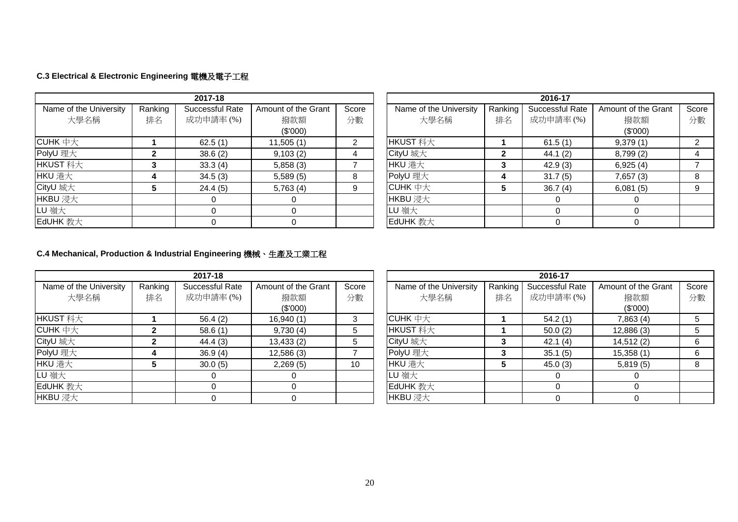### C.3 Electrical & Electronic Engineering 電機及電子工程

| 2017-18 | | | | |
|---|---|---|---|---|
| Name of the University 大學名稱 | Ranking 排名 | Successful Rate 成功申請率 (%) | Amount of the Grant 撥款額 ($'000) | Score 分數 |
| CUHK 中大 | **1** | 62.5 (1) | 11,505 (1) | 2 |
| PolyU 理大 | **2** | 38.6 (2) | 9,103 (2) | 4 |
| HKUST 科大 | **3** | 33.3 (4) | 5,858 (3) | 7 |
| HKU 港大 | **4** | 34.5 (3) | 5,589 (5) | 8 |
| CityU 城大 | **5** | 24.4 (5) | 5,763 (4) | 9 |
| HKBU 浸大 | | 0 | 0 | |
| LU 嶺大 | | 0 | 0 | |
| EdUHK 教大 | | 0 | 0 | |

| 2016-17 | | | | |
|---|---|---|---|---|
| Name of the University 大學名稱 | Ranking 排名 | Successful Rate 成功申請率 (%) | Amount of the Grant 撥款額 ($'000) | Score 分數 |
| HKUST 科大 | **1** | 61.5 (1) | 9,379 (1) | 2 |
| CityU 城大 | **2** | 44.1 (2) | 8,799 (2) | 4 |
| HKU 港大 | **3** | 42.9 (3) | 6,925 (4) | 7 |
| PolyU 理大 | **4** | 31.7 (5) | 7,657 (3) | 8 |
| CUHK 中大 | **5** | 36.7 (4) | 6,081 (5) | 9 |
| HKBU 浸大 | | 0 | 0 | |
| LU 嶺大 | | 0 | 0 | |
| EdUHK 教大 | | 0 | 0 | |

### C.4 Mechanical, Production & Industrial Engineering 機械、生產及工業工程

| 2017-18 | | | | |
|---|---|---|---|---|
| Name of the University 大學名稱 | Ranking 排名 | Successful Rate 成功申請率 (%) | Amount of the Grant 撥款額 ($'000) | Score 分數 |
| HKUST 科大 | **1** | 56.4 (2) | 16,940 (1) | 3 |
| CUHK 中大 | **2** | 58.6 (1) | 9,730 (4) | 5 |
| CityU 城大 | **2** | 44.4 (3) | 13,433 (2) | 5 |
| PolyU 理大 | **4** | 36.9 (4) | 12,586 (3) | 7 |
| HKU 港大 | **5** | 30.0 (5) | 2,269 (5) | 10 |
| LU 嶺大 | | 0 | 0 | |
| EdUHK 教大 | | 0 | 0 | |
| HKBU 浸大 | | 0 | 0 | |

| 2016-17 | | | | |
|---|---|---|---|---|
| Name of the University 大學名稱 | Ranking 排名 | Successful Rate 成功申請率 (%) | Amount of the Grant 撥款額 ($'000) | Score 分數 |
| CUHK 中大 | **1** | 54.2 (1) | 7,863 (4) | 5 |
| HKUST 科大 | **1** | 50.0 (2) | 12,886 (3) | 5 |
| CityU 城大 | **3** | 42.1 (4) | 14,512 (2) | 6 |
| PolyU 理大 | **3** | 35.1 (5) | 15,358 (1) | 6 |
| HKU 港大 | **5** | 45.0 (3) | 5,819 (5) | 8 |
| LU 嶺大 | | 0 | 0 | |
| EdUHK 教大 | | 0 | 0 | |
| HKBU 浸大 | | 0 | 0 | |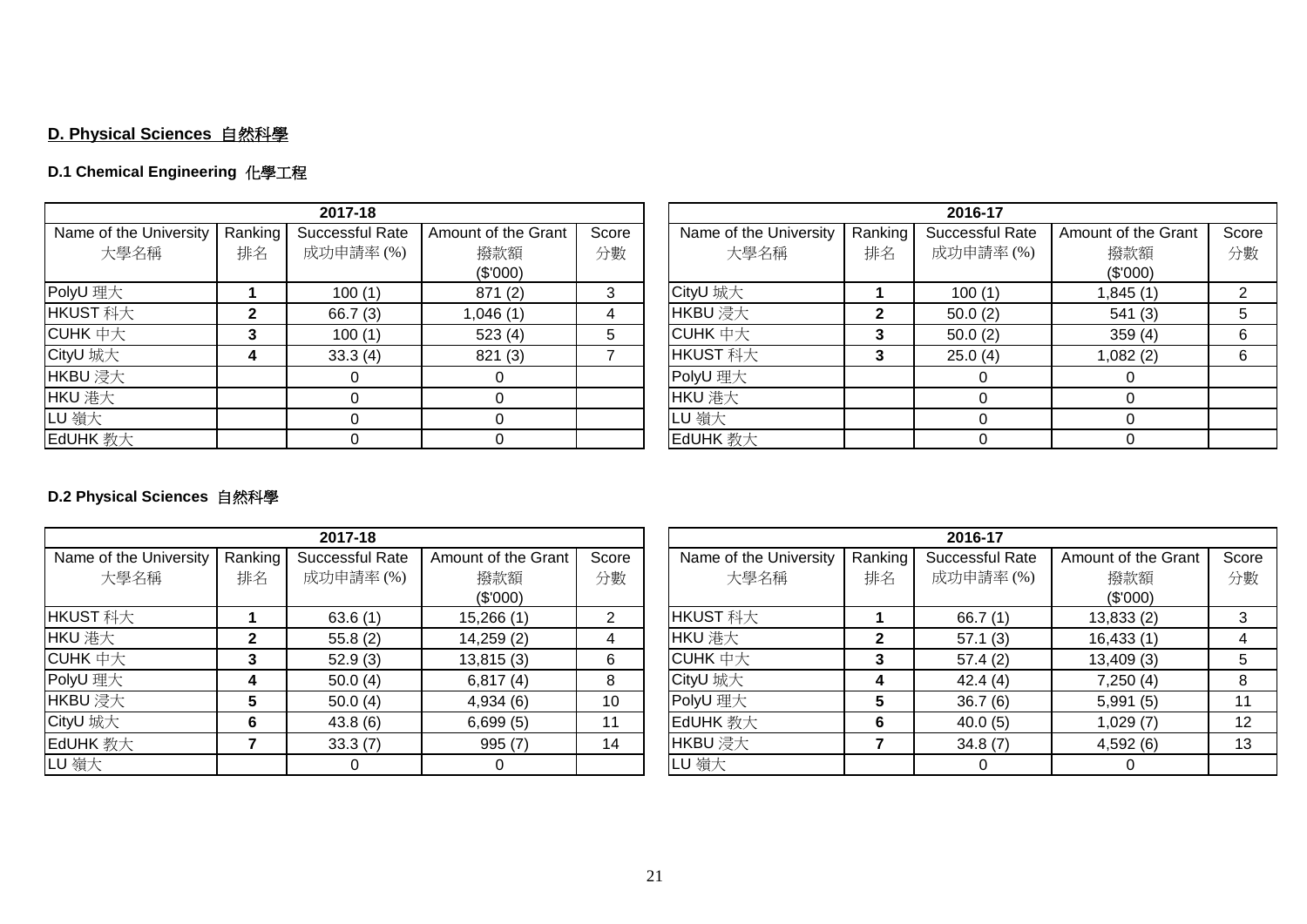## D. Physical Sciences 自然科學

### D.1 Chemical Engineering 化學工程

| 2017-18 | | | | |
|---|---|---|---|---|
| Name of the University 大學名稱 | Ranking 排名 | Successful Rate 成功申請率 (%) | Amount of the Grant 撥款額 ($'000) | Score 分數 |
| PolyU 理大 | **1** | 100 (1) | 871 (2) | 3 |
| HKUST 科大 | **2** | 66.7 (3) | 1,046 (1) | 4 |
| CUHK 中大 | **3** | 100 (1) | 523 (4) | 5 |
| CityU 城大 | **4** | 33.3 (4) | 821 (3) | 7 |
| HKBU 浸大 | | 0 | 0 | |
| HKU 港大 | | 0 | 0 | |
| LU 嶺大 | | 0 | 0 | |
| EdUHK 教大 | | 0 | 0 | |

| 2016-17 | | | | |
|---|---|---|---|---|
| Name of the University 大學名稱 | Ranking 排名 | Successful Rate 成功申請率 (%) | Amount of the Grant 撥款額 ($'000) | Score 分數 |
| CityU 城大 | **1** | 100 (1) | 1,845 (1) | 2 |
| HKBU 浸大 | **2** | 50.0 (2) | 541 (3) | 5 |
| CUHK 中大 | **3** | 50.0 (2) | 359 (4) | 6 |
| HKUST 科大 | **3** | 25.0 (4) | 1,082 (2) | 6 |
| PolyU 理大 | | 0 | 0 | |
| HKU 港大 | | 0 | 0 | |
| LU 嶺大 | | 0 | 0 | |
| EdUHK 教大 | | 0 | 0 | |

### D.2 Physical Sciences 自然科學

| 2017-18 | | | | |
|---|---|---|---|---|
| Name of the University 大學名稱 | Ranking 排名 | Successful Rate 成功申請率 (%) | Amount of the Grant 撥款額 ($'000) | Score 分數 |
| HKUST 科大 | **1** | 63.6 (1) | 15,266 (1) | 2 |
| HKU 港大 | **2** | 55.8 (2) | 14,259 (2) | 4 |
| CUHK 中大 | **3** | 52.9 (3) | 13,815 (3) | 6 |
| PolyU 理大 | **4** | 50.0 (4) | 6,817 (4) | 8 |
| HKBU 浸大 | **5** | 50.0 (4) | 4,934 (6) | 10 |
| CityU 城大 | **6** | 43.8 (6) | 6,699 (5) | 11 |
| EdUHK 教大 | **7** | 33.3 (7) | 995 (7) | 14 |
| LU 嶺大 | | 0 | 0 | |

| 2016-17 | | | | |
|---|---|---|---|---|
| Name of the University 大學名稱 | Ranking 排名 | Successful Rate 成功申請率 (%) | Amount of the Grant 撥款額 ($'000) | Score 分數 |
| HKUST 科大 | **1** | 66.7 (1) | 13,833 (2) | 3 |
| HKU 港大 | **2** | 57.1 (3) | 16,433 (1) | 4 |
| CUHK 中大 | **3** | 57.4 (2) | 13,409 (3) | 5 |
| CityU 城大 | **4** | 42.4 (4) | 7,250 (4) | 8 |
| PolyU 理大 | **5** | 36.7 (6) | 5,991 (5) | 11 |
| EdUHK 教大 | **6** | 40.0 (5) | 1,029 (7) | 12 |
| HKBU 浸大 | **7** | 34.8 (7) | 4,592 (6) | 13 |
| LU 嶺大 | | 0 | 0 | |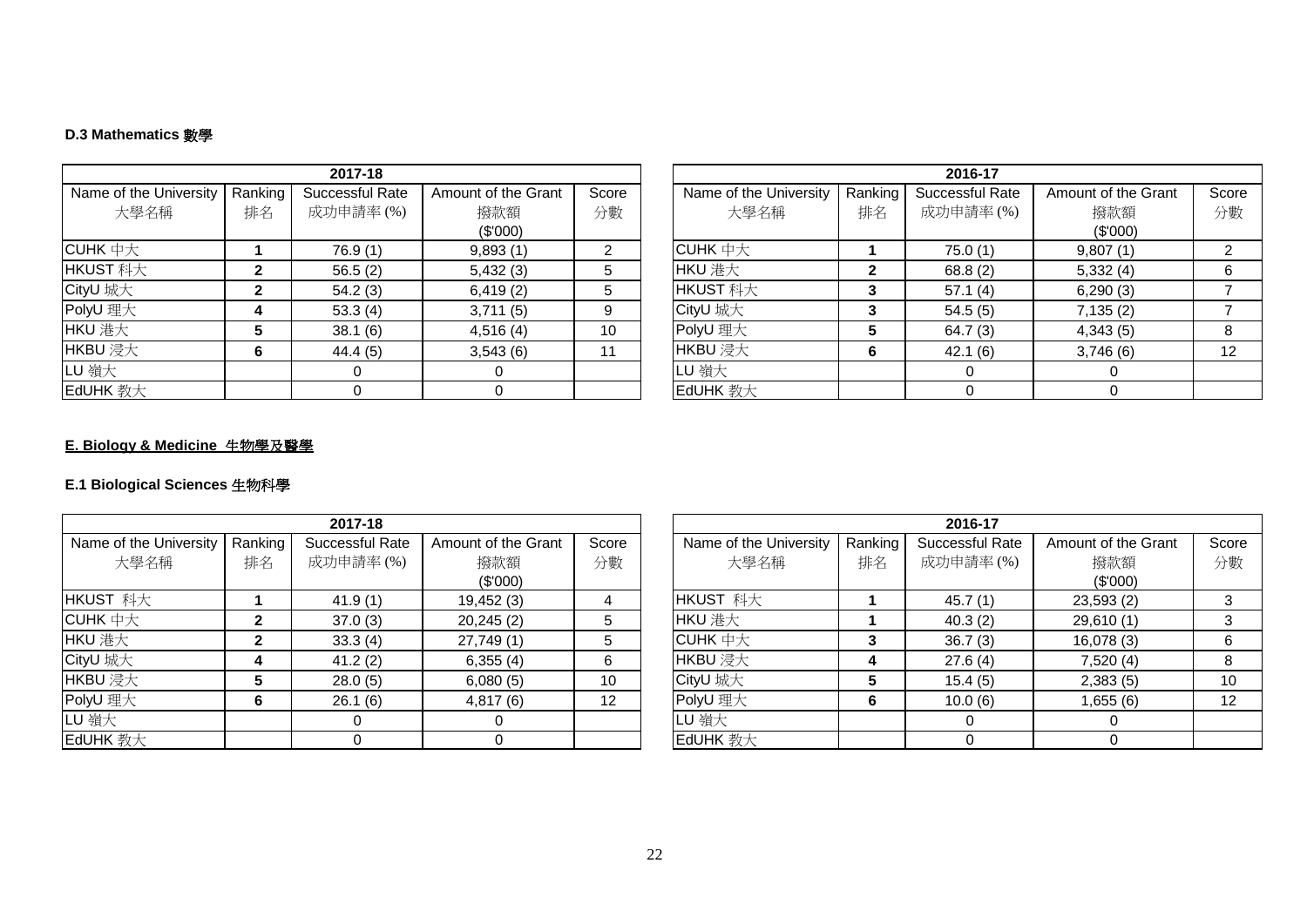#### D.3 Mathematics 數學

| 2017-18 | | | | |
|---|---|---|---|---|
| Name of the University 大學名稱 | Ranking 排名 | Successful Rate 成功申請率 (%) | Amount of the Grant 撥款額 ($'000) | Score 分數 |
| CUHK 中大 | **1** | 76.9 (1) | 9,893 (1) | 2 |
| HKUST 科大 | **2** | 56.5 (2) | 5,432 (3) | 5 |
| CityU 城大 | **2** | 54.2 (3) | 6,419 (2) | 5 |
| PolyU 理大 | **4** | 53.3 (4) | 3,711 (5) | 9 |
| HKU 港大 | **5** | 38.1 (6) | 4,516 (4) | 10 |
| HKBU 浸大 | **6** | 44.4 (5) | 3,543 (6) | 11 |
| LU 嶺大 | | 0 | 0 | |
| EdUHK 教大 | | 0 | 0 | |

| 2016-17 | | | | |
|---|---|---|---|---|
| Name of the University 大學名稱 | Ranking 排名 | Successful Rate 成功申請率 (%) | Amount of the Grant 撥款額 ($'000) | Score 分數 |
| CUHK 中大 | **1** | 75.0 (1) | 9,807 (1) | 2 |
| HKU 港大 | **2** | 68.8 (2) | 5,332 (4) | 6 |
| HKUST 科大 | **3** | 57.1 (4) | 6,290 (3) | 7 |
| CityU 城大 | **3** | 54.5 (5) | 7,135 (2) | 7 |
| PolyU 理大 | **5** | 64.7 (3) | 4,343 (5) | 8 |
| HKBU 浸大 | **6** | 42.1 (6) | 3,746 (6) | 12 |
| LU 嶺大 | | 0 | 0 | |
| EdUHK 教大 | | 0 | 0 | |

### E. Biology & Medicine 生物學及醫學

#### E.1 Biological Sciences 生物科學

| 2017-18 | | | | |
|---|---|---|---|---|
| Name of the University 大學名稱 | Ranking 排名 | Successful Rate 成功申請率 (%) | Amount of the Grant 撥款額 ($'000) | Score 分數 |
| HKUST 科大 | **1** | 41.9 (1) | 19,452 (3) | 4 |
| CUHK 中大 | **2** | 37.0 (3) | 20,245 (2) | 5 |
| HKU 港大 | **2** | 33.3 (4) | 27,749 (1) | 5 |
| CityU 城大 | **4** | 41.2 (2) | 6,355 (4) | 6 |
| HKBU 浸大 | **5** | 28.0 (5) | 6,080 (5) | 10 |
| PolyU 理大 | **6** | 26.1 (6) | 4,817 (6) | 12 |
| LU 嶺大 | | 0 | 0 | |
| EdUHK 教大 | | 0 | 0 | |

| 2016-17 | | | | |
|---|---|---|---|---|
| Name of the University 大學名稱 | Ranking 排名 | Successful Rate 成功申請率 (%) | Amount of the Grant 撥款額 ($'000) | Score 分數 |
| HKUST 科大 | **1** | 45.7 (1) | 23,593 (2) | 3 |
| HKU 港大 | **1** | 40.3 (2) | 29,610 (1) | 3 |
| CUHK 中大 | **3** | 36.7 (3) | 16,078 (3) | 6 |
| HKBU 浸大 | **4** | 27.6 (4) | 7,520 (4) | 8 |
| CityU 城大 | **5** | 15.4 (5) | 2,383 (5) | 10 |
| PolyU 理大 | **6** | 10.0 (6) | 1,655 (6) | 12 |
| LU 嶺大 | | 0 | 0 | |
| EdUHK 教大 | | 0 | 0 | |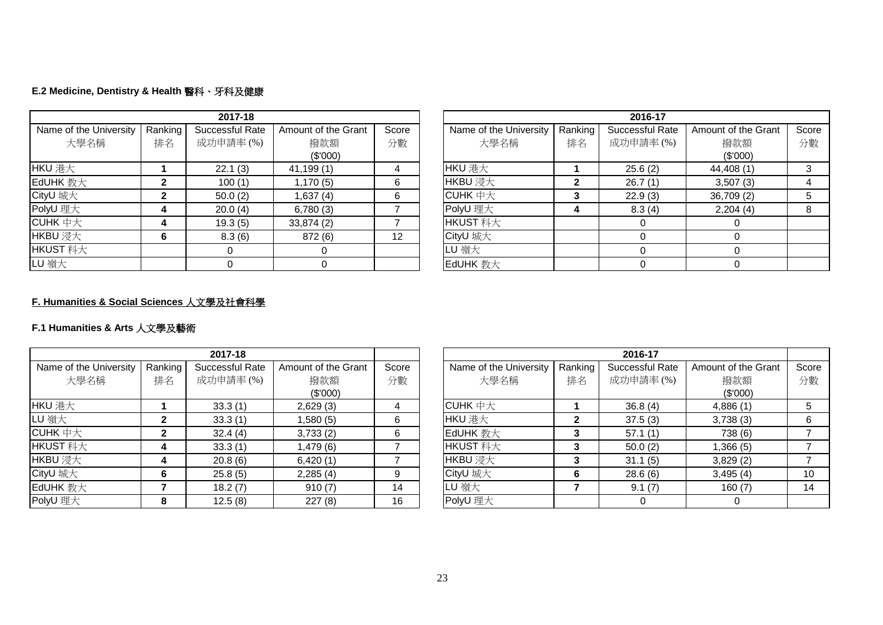**E.2 Medicine, Dentistry & Health 醫科、牙科及健康**

| 2017-18 | | | | |
|---|---|---|---|---|
| Name of the University 大學名稱 | Ranking 排名 | Successful Rate 成功申請率 (%) | Amount of the Grant 撥款額 ($'000) | Score 分數 |
| HKU 港大 | **1** | 22.1 (3) | 41,199 (1) | 4 |
| EdUHK 教大 | **2** | 100 (1) | 1,170 (5) | 6 |
| CityU 城大 | **2** | 50.0 (2) | 1,637 (4) | 6 |
| PolyU 理大 | **4** | 20.0 (4) | 6,780 (3) | 7 |
| CUHK 中大 | **4** | 19.3 (5) | 33,874 (2) | 7 |
| HKBU 浸大 | **6** | 8.3 (6) | 872 (6) | 12 |
| HKUST 科大 | | 0 | 0 | |
| LU 嶺大 | | 0 | 0 | |

| 2016-17 | | | | |
|---|---|---|---|---|
| Name of the University 大學名稱 | Ranking 排名 | Successful Rate 成功申請率 (%) | Amount of the Grant 撥款額 ($'000) | Score 分數 |
| HKU 港大 | **1** | 25.6 (2) | 44,408 (1) | 3 |
| HKBU 浸大 | **2** | 26.7 (1) | 3,507 (3) | 4 |
| CUHK 中大 | **3** | 22.9 (3) | 36,709 (2) | 5 |
| PolyU 理大 | **4** | 8.3 (4) | 2,204 (4) | 8 |
| HKUST 科大 | | 0 | 0 | |
| CityU 城大 | | 0 | 0 | |
| LU 嶺大 | | 0 | 0 | |
| EdUHK 教大 | | 0 | 0 | |

## F. Humanities & Social Sciences 人文學及社會科學

**F.1 Humanities & Arts 人文學及藝術**

| 2017-18 | | | | |
|---|---|---|---|---|
| Name of the University 大學名稱 | Ranking 排名 | Successful Rate 成功申請率 (%) | Amount of the Grant 撥款額 ($'000) | Score 分數 |
| HKU 港大 | **1** | 33.3 (1) | 2,629 (3) | 4 |
| LU 嶺大 | **2** | 33.3 (1) | 1,580 (5) | 6 |
| CUHK 中大 | **2** | 32.4 (4) | 3,733 (2) | 6 |
| HKUST 科大 | **4** | 33.3 (1) | 1,479 (6) | 7 |
| HKBU 浸大 | **4** | 20.8 (6) | 6,420 (1) | 7 |
| CityU 城大 | **6** | 25.8 (5) | 2,285 (4) | 9 |
| EdUHK 教大 | **7** | 18.2 (7) | 910 (7) | 14 |
| PolyU 理大 | **8** | 12.5 (8) | 227 (8) | 16 |

| 2016-17 | | | | |
|---|---|---|---|---|
| Name of the University 大學名稱 | Ranking 排名 | Successful Rate 成功申請率 (%) | Amount of the Grant 撥款額 ($'000) | Score 分數 |
| CUHK 中大 | **1** | 36.8 (4) | 4,886 (1) | 5 |
| HKU 港大 | **2** | 37.5 (3) | 3,738 (3) | 6 |
| EdUHK 教大 | **3** | 57.1 (1) | 738 (6) | 7 |
| HKUST 科大 | **3** | 50.0 (2) | 1,366 (5) | 7 |
| HKBU 浸大 | **3** | 31.1 (5) | 3,829 (2) | 7 |
| CityU 城大 | **6** | 28.6 (6) | 3,495 (4) | 10 |
| LU 嶺大 | **7** | 9.1 (7) | 160 (7) | 14 |
| PolyU 理大 | | 0 | 0 | |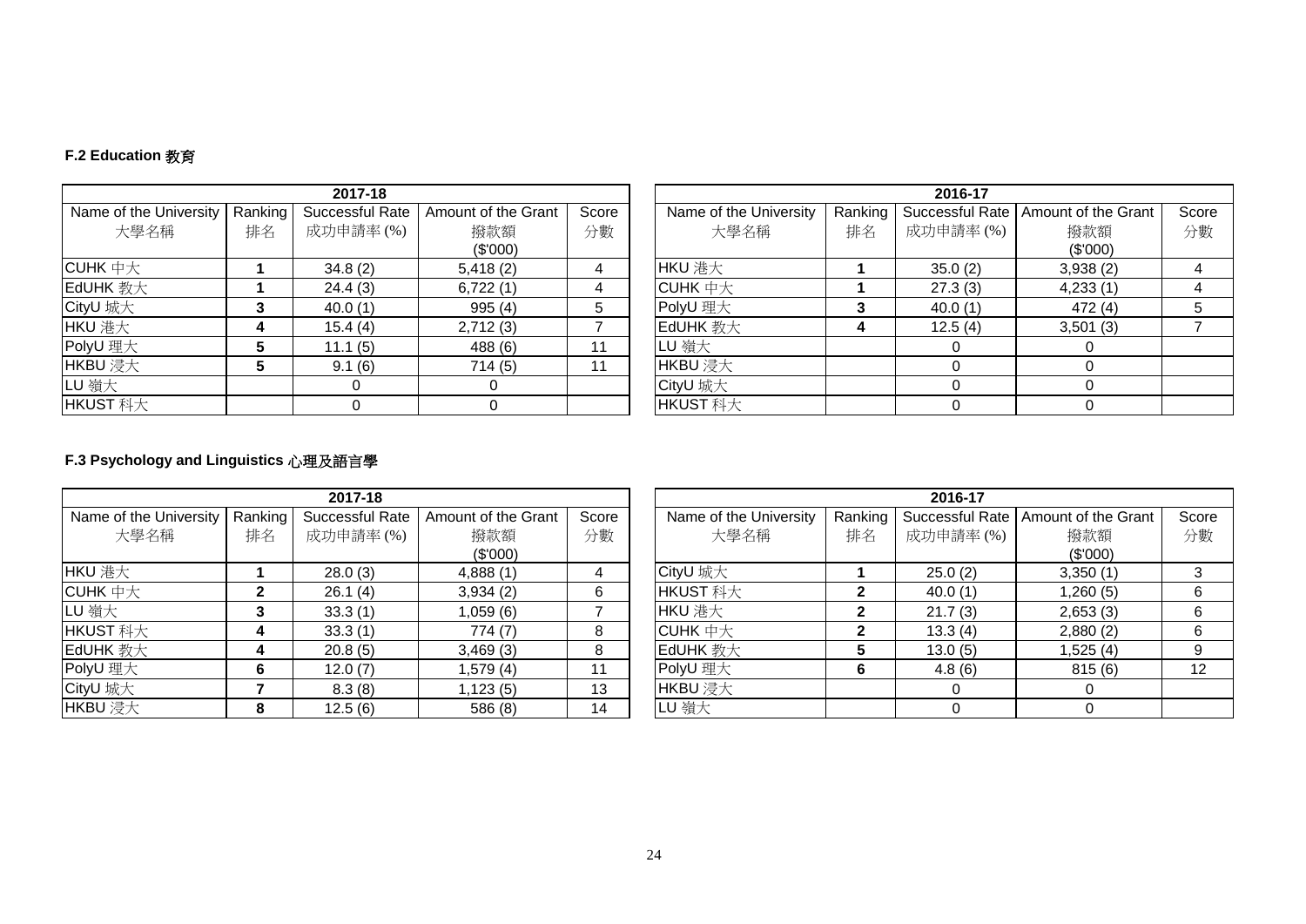### F.2 Education 教育

| 2017-18 | | | | |
|---|---|---|---|---|
| Name of the University 大學名稱 | Ranking 排名 | Successful Rate 成功申請率 (%) | Amount of the Grant 撥款額 ($'000) | Score 分數 |
| CUHK 中大 | **1** | 34.8 (2) | 5,418 (2) | 4 |
| EdUHK 教大 | **1** | 24.4 (3) | 6,722 (1) | 4 |
| CityU 城大 | **3** | 40.0 (1) | 995 (4) | 5 |
| HKU 港大 | **4** | 15.4 (4) | 2,712 (3) | 7 |
| PolyU 理大 | **5** | 11.1 (5) | 488 (6) | 11 |
| HKBU 浸大 | **5** | 9.1 (6) | 714 (5) | 11 |
| LU 嶺大 | | 0 | 0 | |
| HKUST 科大 | | 0 | 0 | |

| 2016-17 | | | | |
|---|---|---|---|---|
| Name of the University 大學名稱 | Ranking 排名 | Successful Rate 成功申請率 (%) | Amount of the Grant 撥款額 ($'000) | Score 分數 |
| HKU 港大 | **1** | 35.0 (2) | 3,938 (2) | 4 |
| CUHK 中大 | **1** | 27.3 (3) | 4,233 (1) | 4 |
| PolyU 理大 | **3** | 40.0 (1) | 472 (4) | 5 |
| EdUHK 教大 | **4** | 12.5 (4) | 3,501 (3) | 7 |
| LU 嶺大 | | 0 | 0 | |
| HKBU 浸大 | | 0 | 0 | |
| CityU 城大 | | 0 | 0 | |
| HKUST 科大 | | 0 | 0 | |

### F.3 Psychology and Linguistics 心理及語言學

| 2017-18 | | | | |
|---|---|---|---|---|
| Name of the University 大學名稱 | Ranking 排名 | Successful Rate 成功申請率 (%) | Amount of the Grant 撥款額 ($'000) | Score 分數 |
| HKU 港大 | **1** | 28.0 (3) | 4,888 (1) | 4 |
| CUHK 中大 | **2** | 26.1 (4) | 3,934 (2) | 6 |
| LU 嶺大 | **3** | 33.3 (1) | 1,059 (6) | 7 |
| HKUST 科大 | **4** | 33.3 (1) | 774 (7) | 8 |
| EdUHK 教大 | **4** | 20.8 (5) | 3,469 (3) | 8 |
| PolyU 理大 | **6** | 12.0 (7) | 1,579 (4) | 11 |
| CityU 城大 | **7** | 8.3 (8) | 1,123 (5) | 13 |
| HKBU 浸大 | **8** | 12.5 (6) | 586 (8) | 14 |

| 2016-17 | | | | |
|---|---|---|---|---|
| Name of the University 大學名稱 | Ranking 排名 | Successful Rate 成功申請率 (%) | Amount of the Grant 撥款額 ($'000) | Score 分數 |
| CityU 城大 | **1** | 25.0 (2) | 3,350 (1) | 3 |
| HKUST 科大 | **2** | 40.0 (1) | 1,260 (5) | 6 |
| HKU 港大 | **2** | 21.7 (3) | 2,653 (3) | 6 |
| CUHK 中大 | **2** | 13.3 (4) | 2,880 (2) | 6 |
| EdUHK 教大 | **5** | 13.0 (5) | 1,525 (4) | 9 |
| PolyU 理大 | **6** | 4.8 (6) | 815 (6) | 12 |
| HKBU 浸大 | | 0 | 0 | |
| LU 嶺大 | | 0 | 0 | |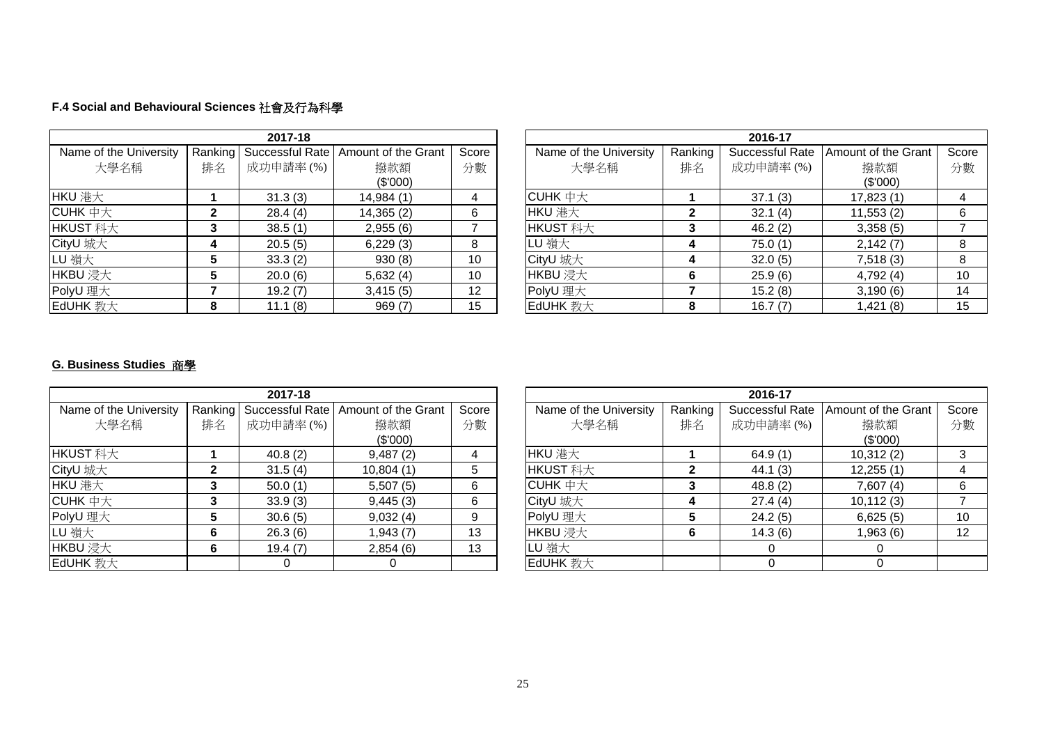### F.4 Social and Behavioural Sciences 社會及行為科學

| 2017-18 | | | | |
|---|---|---|---|---|
| Name of the University 大學名稱 | Ranking 排名 | Successful Rate 成功申請率 (%) | Amount of the Grant 撥款額 ($'000) | Score 分數 |
| HKU 港大 | **1** | 31.3 (3) | 14,984 (1) | 4 |
| CUHK 中大 | **2** | 28.4 (4) | 14,365 (2) | 6 |
| HKUST 科大 | **3** | 38.5 (1) | 2,955 (6) | 7 |
| CityU 城大 | **4** | 20.5 (5) | 6,229 (3) | 8 |
| LU 嶺大 | **5** | 33.3 (2) | 930 (8) | 10 |
| HKBU 浸大 | **5** | 20.0 (6) | 5,632 (4) | 10 |
| PolyU 理大 | **7** | 19.2 (7) | 3,415 (5) | 12 |
| EdUHK 教大 | **8** | 11.1 (8) | 969 (7) | 15 |

| 2016-17 | | | | |
|---|---|---|---|---|
| Name of the University 大學名稱 | Ranking 排名 | Successful Rate 成功申請率 (%) | Amount of the Grant 撥款額 ($'000) | Score 分數 |
| CUHK 中大 | **1** | 37.1 (3) | 17,823 (1) | 4 |
| HKU 港大 | **2** | 32.1 (4) | 11,553 (2) | 6 |
| HKUST 科大 | **3** | 46.2 (2) | 3,358 (5) | 7 |
| LU 嶺大 | **4** | 75.0 (1) | 2,142 (7) | 8 |
| CityU 城大 | **4** | 32.0 (5) | 7,518 (3) | 8 |
| HKBU 浸大 | **6** | 25.9 (6) | 4,792 (4) | 10 |
| PolyU 理大 | **7** | 15.2 (8) | 3,190 (6) | 14 |
| EdUHK 教大 | **8** | 16.7 (7) | 1,421 (8) | 15 |

### G. Business Studies 商學

| 2017-18 | | | | |
|---|---|---|---|---|
| Name of the University 大學名稱 | Ranking 排名 | Successful Rate 成功申請率 (%) | Amount of the Grant 撥款額 ($'000) | Score 分數 |
| HKUST 科大 | **1** | 40.8 (2) | 9,487 (2) | 4 |
| CityU 城大 | **2** | 31.5 (4) | 10,804 (1) | 5 |
| HKU 港大 | **3** | 50.0 (1) | 5,507 (5) | 6 |
| CUHK 中大 | **3** | 33.9 (3) | 9,445 (3) | 6 |
| PolyU 理大 | **5** | 30.6 (5) | 9,032 (4) | 9 |
| LU 嶺大 | **6** | 26.3 (6) | 1,943 (7) | 13 |
| HKBU 浸大 | **6** | 19.4 (7) | 2,854 (6) | 13 |
| EdUHK 教大 | | 0 | 0 | |

| 2016-17 | | | | |
|---|---|---|---|---|
| Name of the University 大學名稱 | Ranking 排名 | Successful Rate 成功申請率 (%) | Amount of the Grant 撥款額 ($'000) | Score 分數 |
| HKU 港大 | **1** | 64.9 (1) | 10,312 (2) | 3 |
| HKUST 科大 | **2** | 44.1 (3) | 12,255 (1) | 4 |
| CUHK 中大 | **3** | 48.8 (2) | 7,607 (4) | 6 |
| CityU 城大 | **4** | 27.4 (4) | 10,112 (3) | 7 |
| PolyU 理大 | **5** | 24.2 (5) | 6,625 (5) | 10 |
| HKBU 浸大 | **6** | 14.3 (6) | 1,963 (6) | 12 |
| LU 嶺大 | | 0 | 0 | |
| EdUHK 教大 | | 0 | 0 | |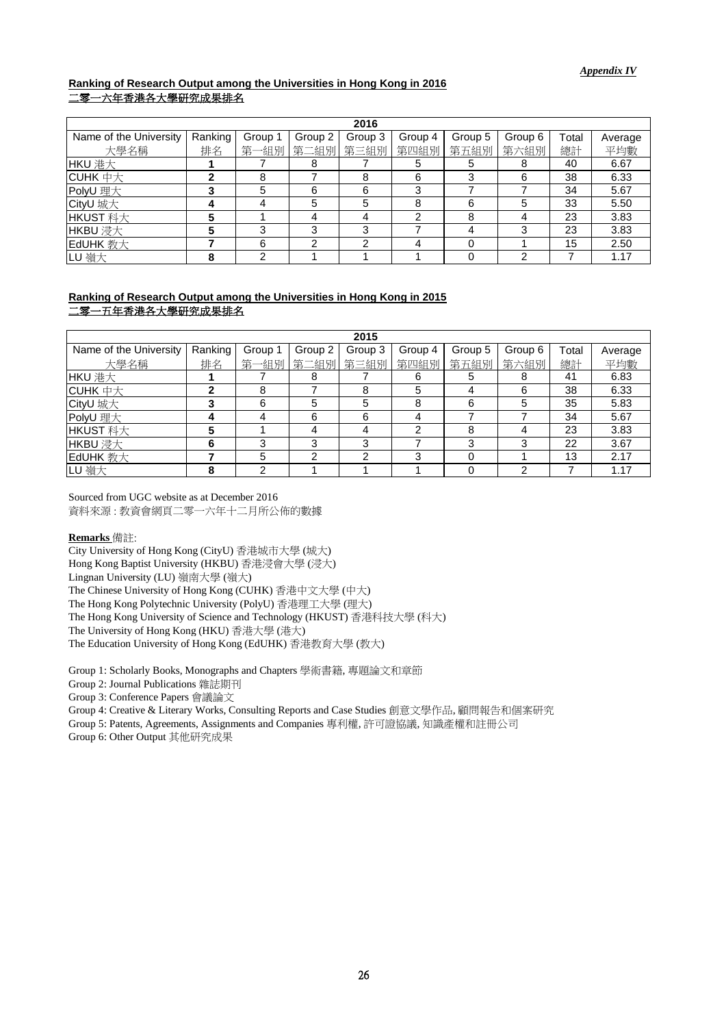*Appendix IV*

**Ranking of Research Output among the Universities in Hong Kong in 2016**
**二零一六年香港各大學研究成果排名**

| 2016 | | | | | | | | | |
|---|---|---|---|---|---|---|---|---|---|
| Name of the University 大學名稱 | Ranking 排名 | Group 1 第一組別 | Group 2 第二組別 | Group 3 第三組別 | Group 4 第四組別 | Group 5 第五組別 | Group 6 第六組別 | Total 總計 | Average 平均數 |
| HKU 港大 | **1** | 7 | 8 | 7 | 5 | 5 | 8 | 40 | 6.67 |
| CUHK 中大 | **2** | 8 | 7 | 8 | 6 | 3 | 6 | 38 | 6.33 |
| PolyU 理大 | **3** | 5 | 6 | 6 | 3 | 7 | 7 | 34 | 5.67 |
| CityU 城大 | **4** | 4 | 5 | 5 | 8 | 6 | 5 | 33 | 5.50 |
| HKUST 科大 | **5** | 1 | 4 | 4 | 2 | 8 | 4 | 23 | 3.83 |
| HKBU 浸大 | **5** | 3 | 3 | 3 | 7 | 4 | 3 | 23 | 3.83 |
| EdUHK 教大 | **7** | 6 | 2 | 2 | 4 | 0 | 1 | 15 | 2.50 |
| LU 嶺大 | **8** | 2 | 1 | 1 | 1 | 0 | 2 | 7 | 1.17 |

**Ranking of Research Output among the Universities in Hong Kong in 2015**
**二零一五年香港各大學研究成果排名**

| 2015 | | | | | | | | | |
|---|---|---|---|---|---|---|---|---|---|
| Name of the University 大學名稱 | Ranking 排名 | Group 1 第一組別 | Group 2 第二組別 | Group 3 第三組別 | Group 4 第四組別 | Group 5 第五組別 | Group 6 第六組別 | Total 總計 | Average 平均數 |
| HKU 港大 | **1** | 7 | 8 | 7 | 6 | 5 | 8 | 41 | 6.83 |
| CUHK 中大 | **2** | 8 | 7 | 8 | 5 | 4 | 6 | 38 | 6.33 |
| CityU 城大 | **3** | 6 | 5 | 5 | 8 | 6 | 5 | 35 | 5.83 |
| PolyU 理大 | **4** | 4 | 6 | 6 | 4 | 7 | 7 | 34 | 5.67 |
| HKUST 科大 | **5** | 1 | 4 | 4 | 2 | 8 | 4 | 23 | 3.83 |
| HKBU 浸大 | **6** | 3 | 3 | 3 | 7 | 3 | 3 | 22 | 3.67 |
| EdUHK 教大 | **7** | 5 | 2 | 2 | 3 | 0 | 1 | 13 | 2.17 |
| LU 嶺大 | **8** | 2 | 1 | 1 | 1 | 0 | 2 | 7 | 1.17 |

Sourced from UGC website as at December 2016
資料來源 : 教資會網頁二零一六年十二月所公佈的數據

**Remarks** 備註:

City University of Hong Kong (CityU) 香港城市大學 (城大)
Hong Kong Baptist University (HKBU) 香港浸會大學 (浸大)
Lingnan University (LU) 嶺南大學 (嶺大)
The Chinese University of Hong Kong (CUHK) 香港中文大學 (中大)
The Hong Kong Polytechnic University (PolyU) 香港理工大學 (理大)
The Hong Kong University of Science and Technology (HKUST) 香港科技大學 (科大)
The University of Hong Kong (HKU) 香港大學 (港大)
The Education University of Hong Kong (EdUHK) 香港教育大學 (教大)

Group 1: Scholarly Books, Monographs and Chapters 學術書籍, 專題論文和章節
Group 2: Journal Publications 雜誌期刊
Group 3: Conference Papers 會議論文
Group 4: Creative & Literary Works, Consulting Reports and Case Studies 創意文學作品, 顧問報告和個案研究
Group 5: Patents, Agreements, Assignments and Companies 專利權, 許可證協議, 知識產權和註冊公司
Group 6: Other Output 其他研究成果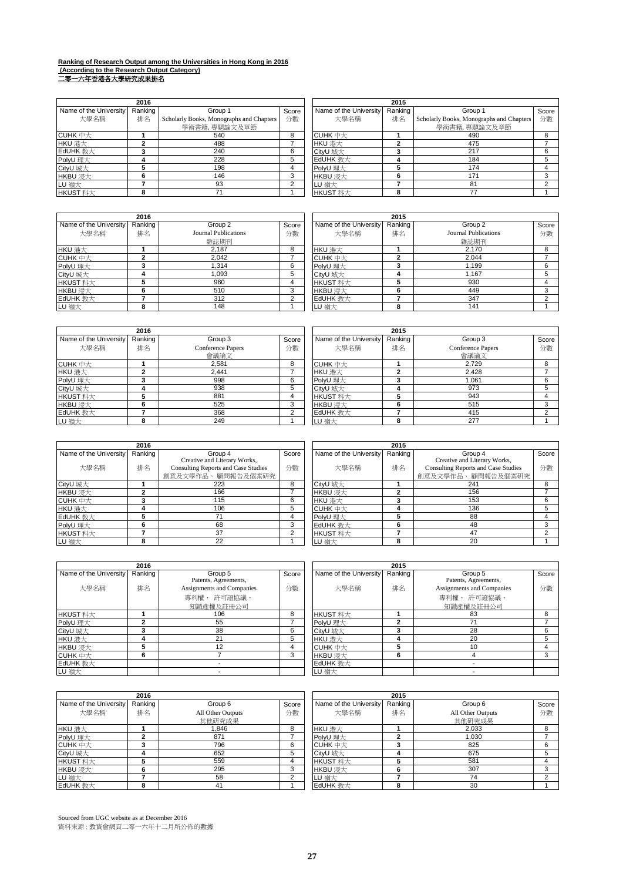**Ranking of Research Output among the Universities in Hong Kong in 2016**
**(According to the Research Output Category)**
**二零一六年香港各大學研究成果排名**

| 2016 | | | | | 2015 | | | |
|---|---|---|---|---|---|---|---|---|
| Name of the University 大學名稱 | Ranking 排名 | Group 1 Scholarly Books, Monographs and Chapters 學術書籍, 專題論文及章節 | Score 分數 | | Name of the University 大學名稱 | Ranking 排名 | Group 1 Scholarly Books, Monographs and Chapters 學術書籍, 專題論文及章節 | Score 分數 |
| CUHK 中大 | 1 | 540 | 8 | | CUHK 中大 | 1 | 490 | 8 |
| HKU 港大 | 2 | 488 | 7 | | HKU 港大 | 2 | 475 | 7 |
| EdUHK 教大 | 3 | 240 | 6 | | CityU 城大 | 3 | 217 | 6 |
| PolyU 理大 | 4 | 228 | 5 | | EdUHK 教大 | 4 | 184 | 5 |
| CityU 城大 | 5 | 198 | 4 | | PolyU 理大 | 5 | 174 | 4 |
| HKBU 浸大 | 6 | 146 | 3 | | HKBU 浸大 | 6 | 171 | 3 |
| LU 嶺大 | 7 | 93 | 2 | | LU 嶺大 | 7 | 81 | 2 |
| HKUST 科大 | 8 | 71 | 1 | | HKUST 科大 | 8 | 77 | 1 |

| 2016 | | | | | 2015 | | | |
|---|---|---|---|---|---|---|---|---|
| Name of the University 大學名稱 | Ranking 排名 | Group 2 Journal Publications 雜誌期刊 | Score 分數 | | Name of the University 大學名稱 | Ranking 排名 | Group 2 Journal Publications 雜誌期刊 | Score 分數 |
| HKU 港大 | 1 | 2,187 | 8 | | HKU 港大 | 1 | 2,170 | 8 |
| CUHK 中大 | 2 | 2,042 | 7 | | CUHK 中大 | 2 | 2,044 | 7 |
| PolyU 理大 | 3 | 1,314 | 6 | | PolyU 理大 | 3 | 1,199 | 6 |
| CityU 城大 | 4 | 1,093 | 5 | | CityU 城大 | 4 | 1,167 | 5 |
| HKUST 科大 | 5 | 960 | 4 | | HKUST 科大 | 5 | 930 | 4 |
| HKBU 浸大 | 6 | 510 | 3 | | HKBU 浸大 | 6 | 449 | 3 |
| EdUHK 教大 | 7 | 312 | 2 | | EdUHK 教大 | 7 | 347 | 2 |
| LU 嶺大 | 8 | 148 | 1 | | LU 嶺大 | 8 | 141 | 1 |

| 2016 | | | | | 2015 | | | |
|---|---|---|---|---|---|---|---|---|
| Name of the University 大學名稱 | Ranking 排名 | Group 3 Conference Papers 會議論文 | Score 分數 | | Name of the University 大學名稱 | Ranking 排名 | Group 3 Conference Papers 會議論文 | Score 分數 |
| CUHK 中大 | 1 | 2,581 | 8 | | CUHK 中大 | 1 | 2,729 | 8 |
| HKU 港大 | 2 | 2,441 | 7 | | HKU 港大 | 2 | 2,428 | 7 |
| PolyU 理大 | 3 | 998 | 6 | | PolyU 理大 | 3 | 1,061 | 6 |
| CityU 城大 | 4 | 938 | 5 | | CityU 城大 | 4 | 973 | 5 |
| HKUST 科大 | 5 | 881 | 4 | | HKUST 科大 | 5 | 943 | 4 |
| HKBU 浸大 | 6 | 525 | 3 | | HKBU 浸大 | 6 | 515 | 3 |
| EdUHK 教大 | 7 | 368 | 2 | | EdUHK 教大 | 7 | 415 | 2 |
| LU 嶺大 | 8 | 249 | 1 | | LU 嶺大 | 8 | 277 | 1 |

| 2016 | | | | | 2015 | | | |
|---|---|---|---|---|---|---|---|---|
| Name of the University 大學名稱 | Ranking 排名 | Group 4 Creative and Literary Works, Consulting Reports and Case Studies 創意及文學作品、顧問報告及個案研究 | Score 分數 | | Name of the University 大學名稱 | Ranking 排名 | Group 4 Creative and Literary Works, Consulting Reports and Case Studies 創意及文學作品、顧問報告及個案研究 | Score 分數 |
| CityU 城大 | 1 | 223 | 8 | | CityU 城大 | 1 | 241 | 8 |
| HKBU 浸大 | 2 | 166 | 7 | | HKBU 浸大 | 2 | 156 | 7 |
| CUHK 中大 | 3 | 115 | 6 | | HKU 港大 | 3 | 153 | 6 |
| HKU 港大 | 4 | 106 | 5 | | CUHK 中大 | 4 | 136 | 5 |
| EdUHK 教大 | 5 | 71 | 4 | | PolyU 理大 | 5 | 88 | 4 |
| PolyU 理大 | 6 | 68 | 3 | | EdUHK 教大 | 6 | 48 | 3 |
| HKUST 科大 | 7 | 37 | 2 | | HKUST 科大 | 7 | 47 | 2 |
| LU 嶺大 | 8 | 22 | 1 | | LU 嶺大 | 8 | 20 | 1 |

| 2016 | | | | | 2015 | | | |
|---|---|---|---|---|---|---|---|---|
| Name of the University 大學名稱 | Ranking 排名 | Group 5 Patents, Agreements, Assignments and Companies 專利權、許可證協議、知識產權及註冊公司 | Score 分數 | | Name of the University 大學名稱 | Ranking 排名 | Group 5 Patents, Agreements, Assignments and Companies 專利權、許可證協議、知識產權及註冊公司 | Score 分數 |
| HKUST 科大 | 1 | 106 | 8 | | HKUST 科大 | 1 | 83 | 8 |
| PolyU 理大 | 2 | 55 | 7 | | PolyU 理大 | 2 | 71 | 7 |
| CityU 城大 | 3 | 38 | 6 | | CityU 城大 | 3 | 28 | 6 |
| HKU 港大 | 4 | 21 | 5 | | HKU 港大 | 4 | 20 | 5 |
| HKBU 浸大 | 5 | 12 | 4 | | CUHK 中大 | 5 | 10 | 4 |
| CUHK 中大 | 6 | 7 | 3 | | HKBU 浸大 | 6 | 4 | 3 |
| EdUHK 教大 | | - | | | EdUHK 教大 | | - | |
| LU 嶺大 | | - | | | LU 嶺大 | | - | |

| 2016 | | | | | 2015 | | | |
|---|---|---|---|---|---|---|---|---|
| Name of the University 大學名稱 | Ranking 排名 | Group 6 All Other Outputs 其他研究成果 | Score 分數 | | Name of the University 大學名稱 | Ranking 排名 | Group 6 All Other Outputs 其他研究成果 | Score 分數 |
| HKU 港大 | 1 | 1,846 | 8 | | HKU 港大 | 1 | 2,033 | 8 |
| PolyU 理大 | 2 | 871 | 7 | | PolyU 理大 | 2 | 1,030 | 7 |
| CUHK 中大 | 3 | 796 | 6 | | CUHK 中大 | 3 | 825 | 6 |
| CityU 城大 | 4 | 652 | 5 | | CityU 城大 | 4 | 675 | 5 |
| HKUST 科大 | 5 | 559 | 4 | | HKUST 科大 | 5 | 581 | 4 |
| HKBU 浸大 | 6 | 295 | 3 | | HKBU 浸大 | 6 | 307 | 3 |
| LU 嶺大 | 7 | 58 | 2 | | LU 嶺大 | 7 | 74 | 2 |
| EdUHK 教大 | 8 | 41 | 1 | | EdUHK 教大 | 8 | 30 | 1 |

Sourced from UGC website as at December 2016
資料來源：教資會網頁二零一六年十二月所公佈的數據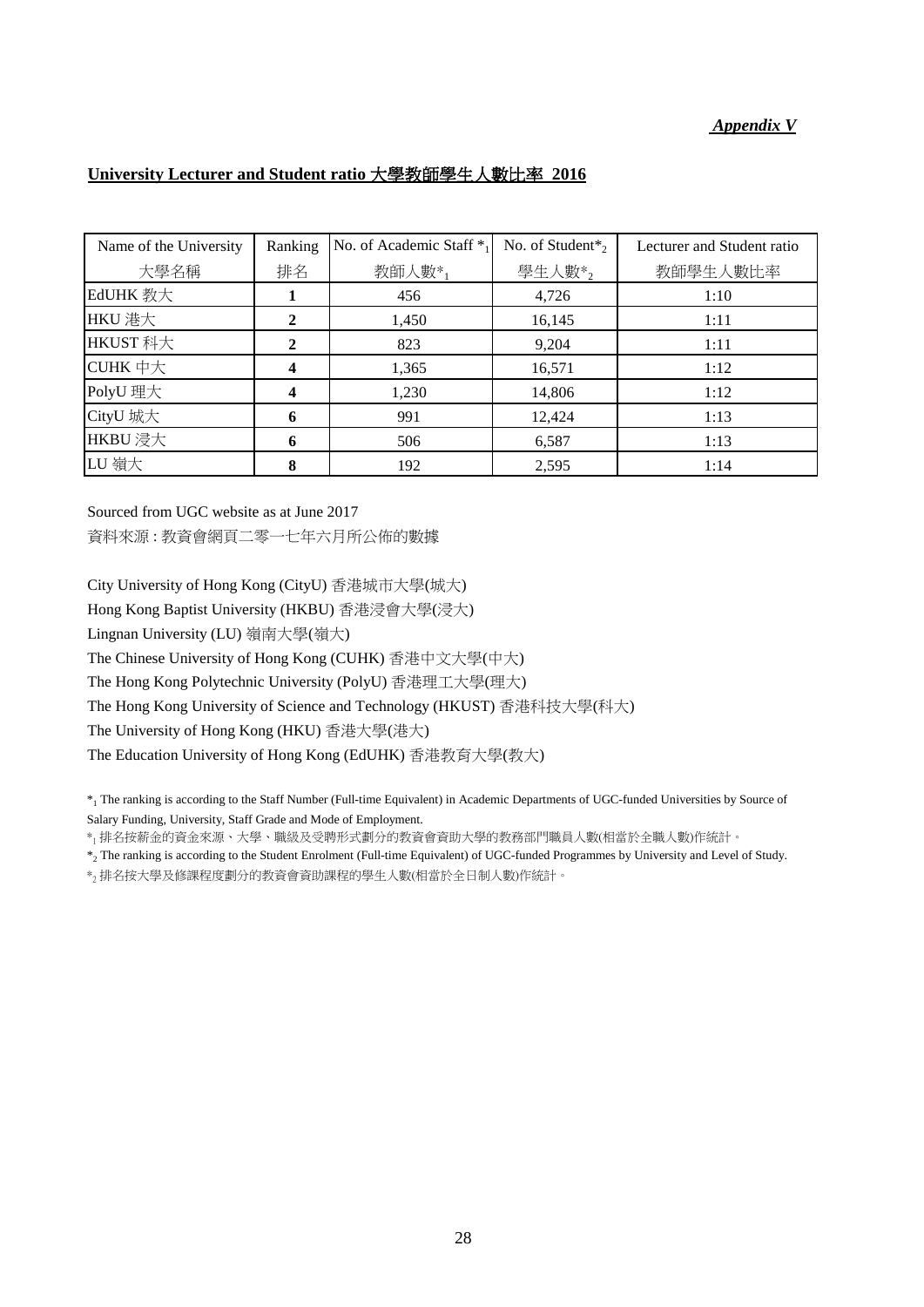***Appendix V***

**University Lecturer and Student ratio 大學教師學生人數比率 2016**

| Name of the University 大學名稱 | Ranking 排名 | No. of Academic Staff $*_1$ 教師人數$*_1$ | No. of Student$*_2$ 學生人數$*_2$ | Lecturer and Student ratio 教師學生人數比率 |
|---|---|---|---|---|
| EdUHK 教大 | **1** | 456 | 4,726 | 1:10 |
| HKU 港大 | **2** | 1,450 | 16,145 | 1:11 |
| HKUST 科大 | **2** | 823 | 9,204 | 1:11 |
| CUHK 中大 | **4** | 1,365 | 16,571 | 1:12 |
| PolyU 理大 | **4** | 1,230 | 14,806 | 1:12 |
| CityU 城大 | **6** | 991 | 12,424 | 1:13 |
| HKBU 浸大 | **6** | 506 | 6,587 | 1:13 |
| LU 嶺大 | **8** | 192 | 2,595 | 1:14 |

Sourced from UGC website as at June 2017

資料來源 : 教資會網頁二零一七年六月所公佈的數據

City University of Hong Kong (CityU) 香港城市大學(城大)

Hong Kong Baptist University (HKBU) 香港浸會大學(浸大)

Lingnan University (LU) 嶺南大學(嶺大)

The Chinese University of Hong Kong (CUHK) 香港中文大學(中大)

The Hong Kong Polytechnic University (PolyU) 香港理工大學(理大)

The Hong Kong University of Science and Technology (HKUST) 香港科技大學(科大)

The University of Hong Kong (HKU) 香港大學(港大)

The Education University of Hong Kong (EdUHK) 香港教育大學(教大)

$*_1$ The ranking is according to the Staff Number (Full-time Equivalent) in Academic Departments of UGC-funded Universities by Source of Salary Funding, University, Staff Grade and Mode of Employment.

$*_1$ 排名按薪金的資金來源、大學、職級及受聘形式劃分的教資會資助大學的教務部門職員人數(相當於全職人數)作統計。

$*_2$ The ranking is according to the Student Enrolment (Full-time Equivalent) of UGC-funded Programmes by University and Level of Study.

$*_2$ 排名按大學及修課程度劃分的教資會資助課程的學生人數(相當於全日制人數)作統計。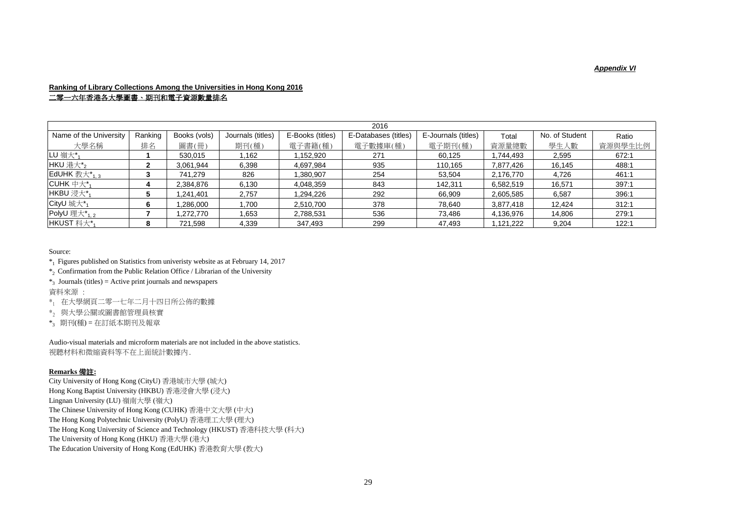*Appendix VI*

**Ranking of Library Collections Among the Universities in Hong Kong 2016**

**二零一六年香港各大學圖書、期刊和電子資源數量排名**

| 2016 | | | | | | | | | | |
|---|---|---|---|---|---|---|---|---|---|---|
| Name of the University 大學名稱 | Ranking 排名 | Books (vols) 圖書(冊) | Journals (titles) 期刊(種) | E-Books (titles) 電子書籍(種) | E-Databases (titles) 電子數據庫(種) | E-Journals (titles) 電子期刊(種) | Total 資源量總數 | No. of Student 學生人數 | Ratio 資源與學生比例 |
| LU 嶺大*[1] | 1 | 530,015 | 1,162 | 1,152,920 | 271 | 60,125 | 1,744,493 | 2,595 | 672:1 |
| HKU 港大*[2] | 2 | 3,061,944 | 6,398 | 4,697,984 | 935 | 110,165 | 7,877,426 | 16,145 | 488:1 |
| EdUHK 教大*[1, 3] | 3 | 741,279 | 826 | 1,380,907 | 254 | 53,504 | 2,176,770 | 4,726 | 461:1 |
| CUHK 中大*[1] | 4 | 2,384,876 | 6,130 | 4,048,359 | 843 | 142,311 | 6,582,519 | 16,571 | 397:1 |
| HKBU 浸大*[1] | 5 | 1,241,401 | 2,757 | 1,294,226 | 292 | 66,909 | 2,605,585 | 6,587 | 396:1 |
| CityU 城大*[1] | 6 | 1,286,000 | 1,700 | 2,510,700 | 378 | 78,640 | 3,877,418 | 12,424 | 312:1 |
| PolyU 理大*[1, 2] | 7 | 1,272,770 | 1,653 | 2,788,531 | 536 | 73,486 | 4,136,976 | 14,806 | 279:1 |
| HKUST 科大*[1] | 8 | 721,598 | 4,339 | 347,493 | 299 | 47,493 | 1,121,222 | 9,204 | 122:1 |

Source:

*[1] Figures published on Statistics from univeristy website as at February 14, 2017

*[2] Confirmation from the Public Relation Office / Librarian of the University

*[3] Journals (titles) = Active print journals and newspapers

資料來源 ：

*[1] 在大學網頁二零一七年二月十四日所公佈的數據

*[2] 與大學公關或圖書館管理員核實

*[3] 期刊(種) = 在訂紙本期刊及報章

Audio-visual materials and microform materials are not included in the above statistics.
視聽材料和微縮資料等不在上面統計數據內 .

**Remarks 備註:**

City University of Hong Kong (CityU) 香港城市大學 (城大)
Hong Kong Baptist University (HKBU) 香港浸會大學 (浸大)
Lingnan University (LU) 嶺南大學 (嶺大)
The Chinese University of Hong Kong (CUHK) 香港中文大學 (中大)
The Hong Kong Polytechnic University (PolyU) 香港理工大學 (理大)
The Hong Kong University of Science and Technology (HKUST) 香港科技大學 (科大)
The University of Hong Kong (HKU) 香港大學 (港大)
The Education University of Hong Kong (EdUHK) 香港教育大學 (教大)